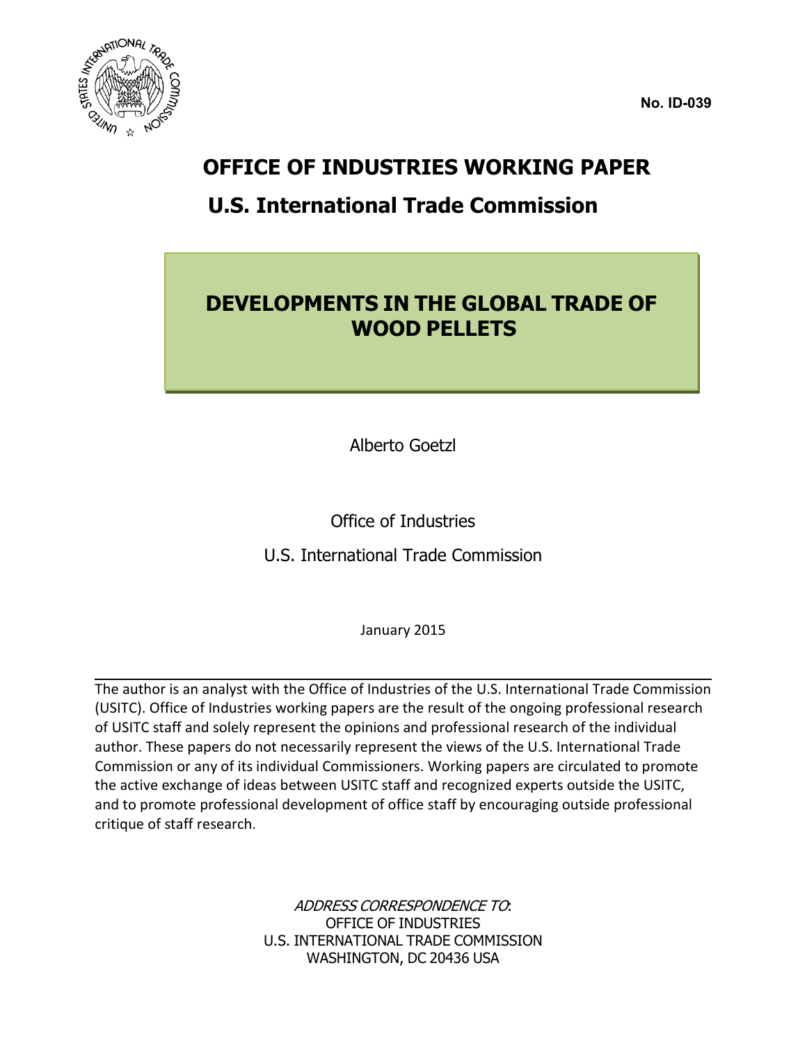No. ID-039

# OFFICE OF INDUSTRIES WORKING PAPER

## U.S. International Trade Commission

## DEVELOPMENTS IN THE GLOBAL TRADE OF WOOD PELLETS

Alberto Goetzl

Office of Industries

U.S. International Trade Commission

January 2015

---

The author is an analyst with the Office of Industries of the U.S. International Trade Commission (USITC). Office of Industries working papers are the result of the ongoing professional research of USITC staff and solely represent the opinions and professional research of the individual author. These papers do not necessarily represent the views of the U.S. International Trade Commission or any of its individual Commissioners. Working papers are circulated to promote the active exchange of ideas between USITC staff and recognized experts outside the USITC, and to promote professional development of office staff by encouraging outside professional critique of staff research.

*ADDRESS CORRESPONDENCE TO*:
OFFICE OF INDUSTRIES
U.S. INTERNATIONAL TRADE COMMISSION
WASHINGTON, DC 20436 USA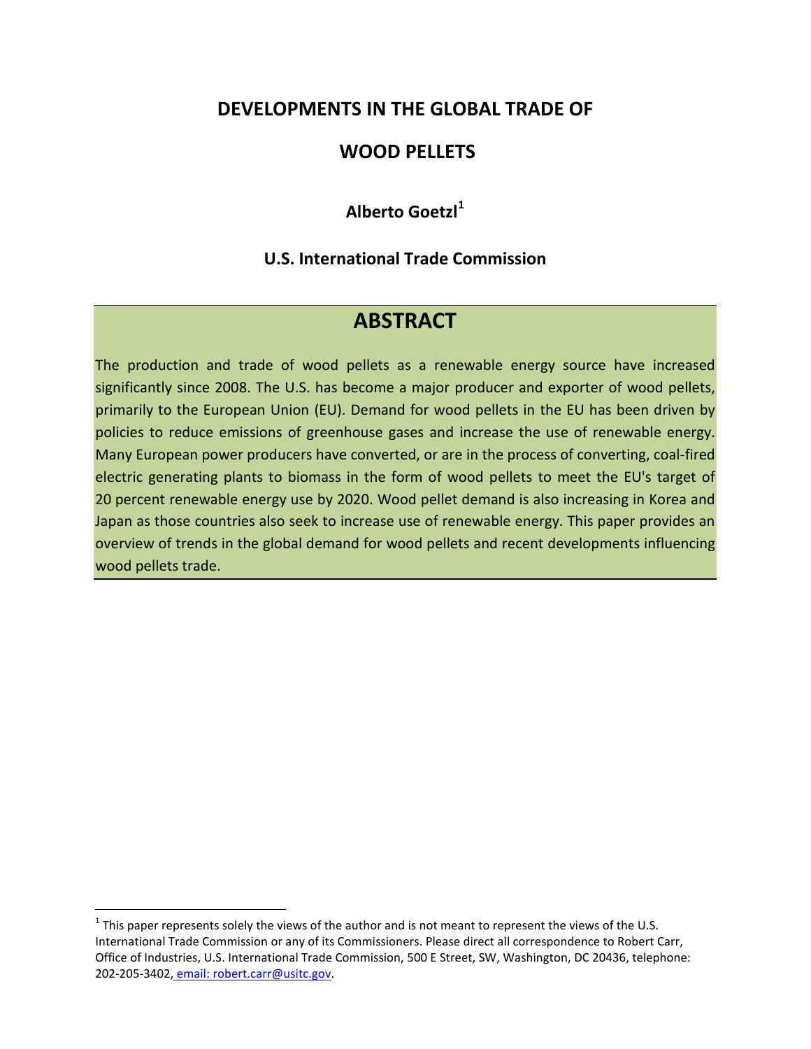# DEVELOPMENTS IN THE GLOBAL TRADE OF WOOD PELLETS

### Alberto Goetzl[1]

### U.S. International Trade Commission

## ABSTRACT

The production and trade of wood pellets as a renewable energy source have increased significantly since 2008. The U.S. has become a major producer and exporter of wood pellets, primarily to the European Union (EU). Demand for wood pellets in the EU has been driven by policies to reduce emissions of greenhouse gases and increase the use of renewable energy. Many European power producers have converted, or are in the process of converting, coal-fired electric generating plants to biomass in the form of wood pellets to meet the EU's target of 20 percent renewable energy use by 2020. Wood pellet demand is also increasing in Korea and Japan as those countries also seek to increase use of renewable energy. This paper provides an overview of trends in the global demand for wood pellets and recent developments influencing wood pellets trade.

---

[1] This paper represents solely the views of the author and is not meant to represent the views of the U.S. International Trade Commission or any of its Commissioners. Please direct all correspondence to Robert Carr, Office of Industries, U.S. International Trade Commission, 500 E Street, SW, Washington, DC 20436, telephone: 202-205-3402, email: robert.carr@usitc.gov.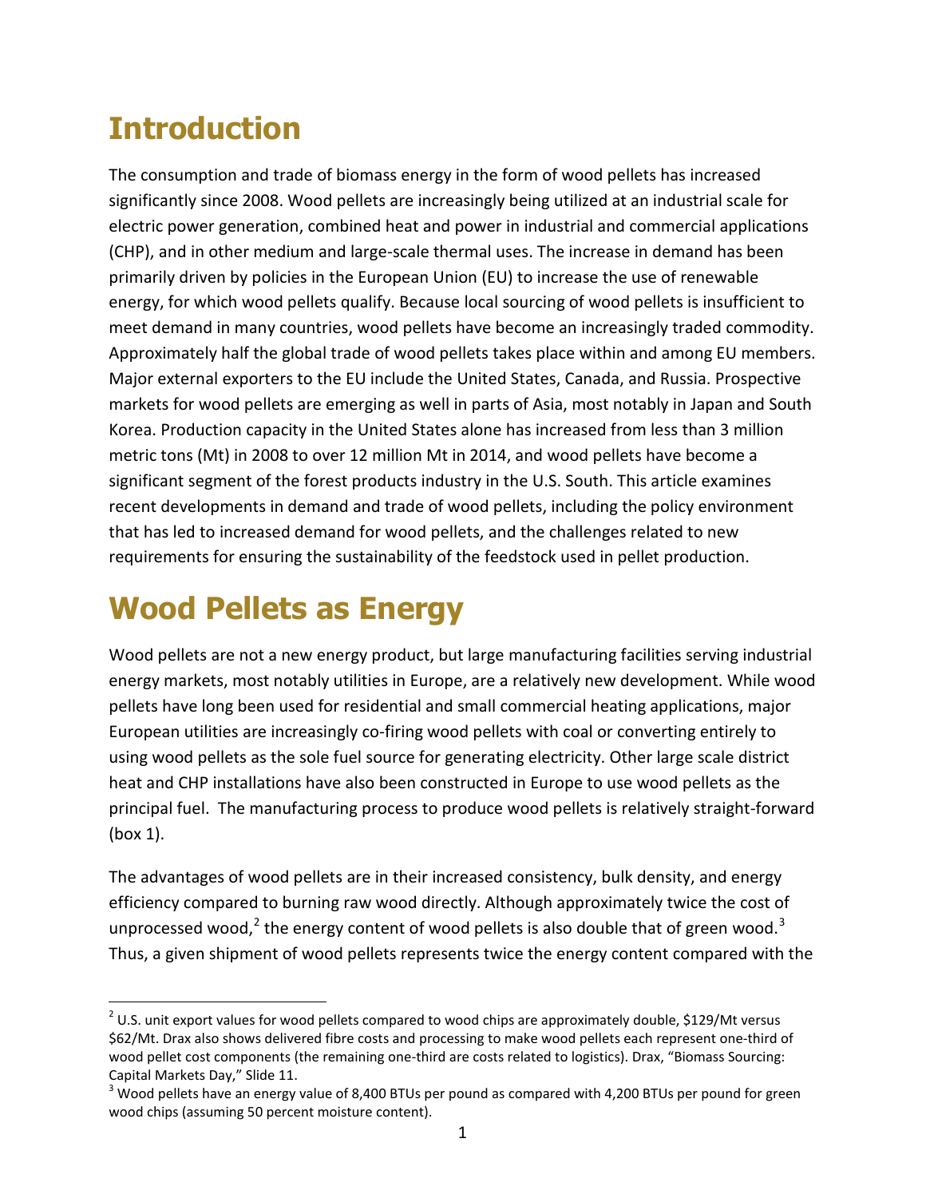# Introduction

The consumption and trade of biomass energy in the form of wood pellets has increased significantly since 2008. Wood pellets are increasingly being utilized at an industrial scale for electric power generation, combined heat and power in industrial and commercial applications (CHP), and in other medium and large-scale thermal uses. The increase in demand has been primarily driven by policies in the European Union (EU) to increase the use of renewable energy, for which wood pellets qualify. Because local sourcing of wood pellets is insufficient to meet demand in many countries, wood pellets have become an increasingly traded commodity. Approximately half the global trade of wood pellets takes place within and among EU members. Major external exporters to the EU include the United States, Canada, and Russia. Prospective markets for wood pellets are emerging as well in parts of Asia, most notably in Japan and South Korea. Production capacity in the United States alone has increased from less than 3 million metric tons (Mt) in 2008 to over 12 million Mt in 2014, and wood pellets have become a significant segment of the forest products industry in the U.S. South. This article examines recent developments in demand and trade of wood pellets, including the policy environment that has led to increased demand for wood pellets, and the challenges related to new requirements for ensuring the sustainability of the feedstock used in pellet production.

# Wood Pellets as Energy

Wood pellets are not a new energy product, but large manufacturing facilities serving industrial energy markets, most notably utilities in Europe, are a relatively new development. While wood pellets have long been used for residential and small commercial heating applications, major European utilities are increasingly co-firing wood pellets with coal or converting entirely to using wood pellets as the sole fuel source for generating electricity. Other large scale district heat and CHP installations have also been constructed in Europe to use wood pellets as the principal fuel. The manufacturing process to produce wood pellets is relatively straight-forward (box 1).

The advantages of wood pellets are in their increased consistency, bulk density, and energy efficiency compared to burning raw wood directly. Although approximately twice the cost of unprocessed wood,[2] the energy content of wood pellets is also double that of green wood.[3] Thus, a given shipment of wood pellets represents twice the energy content compared with the

[2] U.S. unit export values for wood pellets compared to wood chips are approximately double, $129/Mt versus $62/Mt. Drax also shows delivered fibre costs and processing to make wood pellets each represent one-third of wood pellet cost components (the remaining one-third are costs related to logistics). Drax, "Biomass Sourcing: Capital Markets Day," Slide 11.

[3] Wood pellets have an energy value of 8,400 BTUs per pound as compared with 4,200 BTUs per pound for green wood chips (assuming 50 percent moisture content).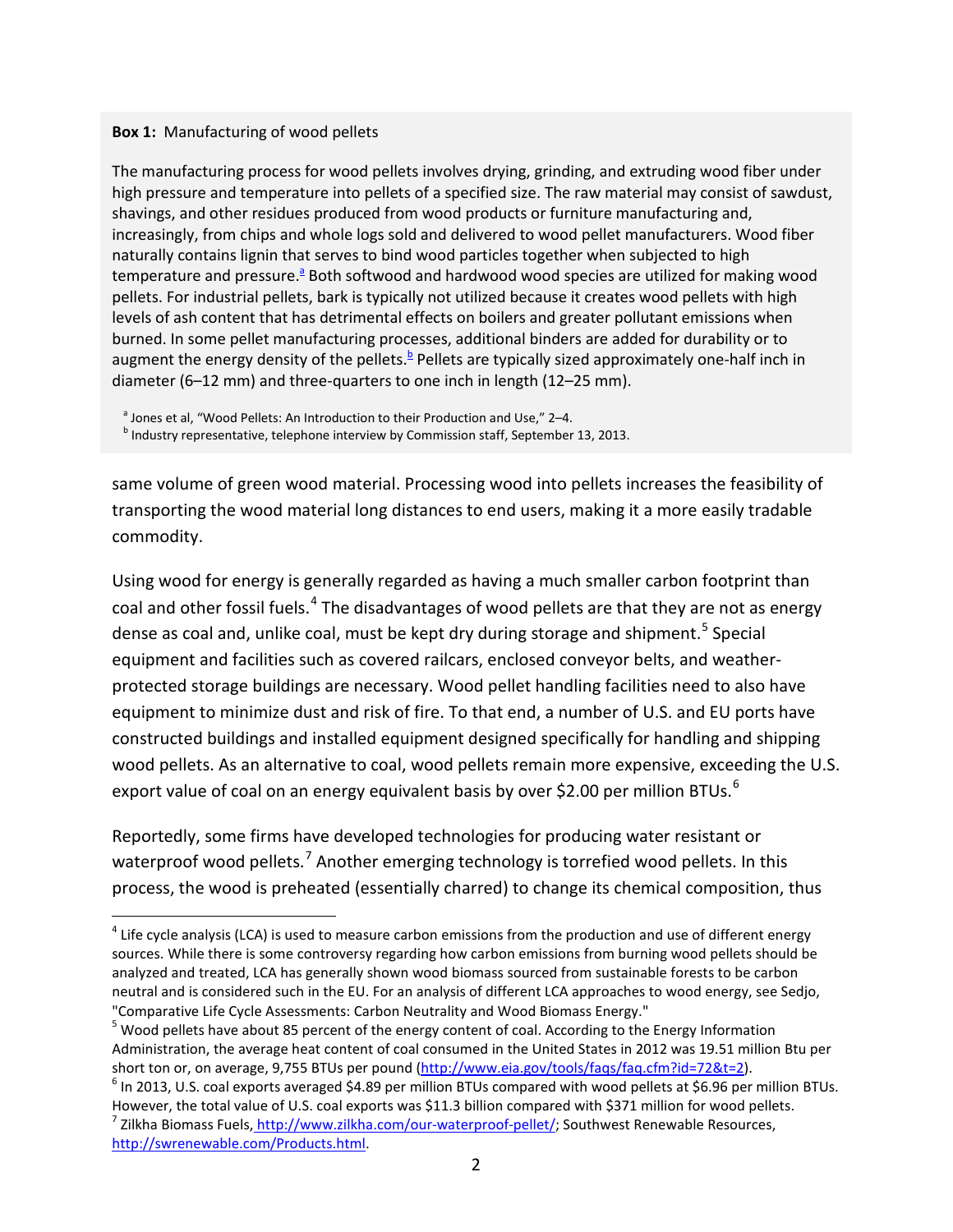**Box 1:** Manufacturing of wood pellets

The manufacturing process for wood pellets involves drying, grinding, and extruding wood fiber under high pressure and temperature into pellets of a specified size. The raw material may consist of sawdust, shavings, and other residues produced from wood products or furniture manufacturing and, increasingly, from chips and whole logs sold and delivered to wood pellet manufacturers. Wood fiber naturally contains lignin that serves to bind wood particles together when subjected to high temperature and pressure.[a] Both softwood and hardwood wood species are utilized for making wood pellets. For industrial pellets, bark is typically not utilized because it creates wood pellets with high levels of ash content that has detrimental effects on boilers and greater pollutant emissions when burned. In some pellet manufacturing processes, additional binders are added for durability or to augment the energy density of the pellets.[b] Pellets are typically sized approximately one-half inch in diameter (6–12 mm) and three-quarters to one inch in length (12–25 mm).

[a] Jones et al, "Wood Pellets: An Introduction to their Production and Use," 2–4.
[b] Industry representative, telephone interview by Commission staff, September 13, 2013.

same volume of green wood material. Processing wood into pellets increases the feasibility of transporting the wood material long distances to end users, making it a more easily tradable commodity.

Using wood for energy is generally regarded as having a much smaller carbon footprint than coal and other fossil fuels.[4] The disadvantages of wood pellets are that they are not as energy dense as coal and, unlike coal, must be kept dry during storage and shipment.[5] Special equipment and facilities such as covered railcars, enclosed conveyor belts, and weather-protected storage buildings are necessary. Wood pellet handling facilities need to also have equipment to minimize dust and risk of fire. To that end, a number of U.S. and EU ports have constructed buildings and installed equipment designed specifically for handling and shipping wood pellets. As an alternative to coal, wood pellets remain more expensive, exceeding the U.S. export value of coal on an energy equivalent basis by over $2.00 per million BTUs.[6]

Reportedly, some firms have developed technologies for producing water resistant or waterproof wood pellets.[7] Another emerging technology is torrefied wood pellets. In this process, the wood is preheated (essentially charred) to change its chemical composition, thus

---

[4] Life cycle analysis (LCA) is used to measure carbon emissions from the production and use of different energy sources. While there is some controversy regarding how carbon emissions from burning wood pellets should be analyzed and treated, LCA has generally shown wood biomass sourced from sustainable forests to be carbon neutral and is considered such in the EU. For an analysis of different LCA approaches to wood energy, see Sedjo, "Comparative Life Cycle Assessments: Carbon Neutrality and Wood Biomass Energy."

[5] Wood pellets have about 85 percent of the energy content of coal. According to the Energy Information Administration, the average heat content of coal consumed in the United States in 2012 was 19.51 million Btu per short ton or, on average, 9,755 BTUs per pound (http://www.eia.gov/tools/faqs/faq.cfm?id=72&t=2).

[6] In 2013, U.S. coal exports averaged $4.89 per million BTUs compared with wood pellets at $6.96 per million BTUs. However, the total value of U.S. coal exports was $11.3 billion compared with $371 million for wood pellets.

[7] Zilkha Biomass Fuels, http://www.zilkha.com/our-waterproof-pellet/; Southwest Renewable Resources, http://swrenewable.com/Products.html.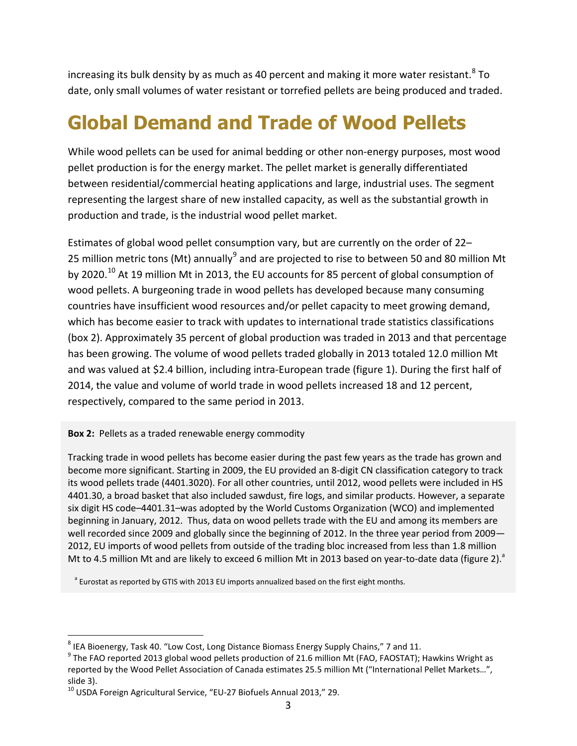increasing its bulk density by as much as 40 percent and making it more water resistant.[8] To date, only small volumes of water resistant or torrefied pellets are being produced and traded.

# Global Demand and Trade of Wood Pellets

While wood pellets can be used for animal bedding or other non-energy purposes, most wood pellet production is for the energy market. The pellet market is generally differentiated between residential/commercial heating applications and large, industrial uses. The segment representing the largest share of new installed capacity, as well as the substantial growth in production and trade, is the industrial wood pellet market.

Estimates of global wood pellet consumption vary, but are currently on the order of 22–25 million metric tons (Mt) annually[9] and are projected to rise to between 50 and 80 million Mt by 2020.[10] At 19 million Mt in 2013, the EU accounts for 85 percent of global consumption of wood pellets. A burgeoning trade in wood pellets has developed because many consuming countries have insufficient wood resources and/or pellet capacity to meet growing demand, which has become easier to track with updates to international trade statistics classifications (box 2). Approximately 35 percent of global production was traded in 2013 and that percentage has been growing. The volume of wood pellets traded globally in 2013 totaled 12.0 million Mt and was valued at $2.4 billion, including intra-European trade (figure 1). During the first half of 2014, the value and volume of world trade in wood pellets increased 18 and 12 percent, respectively, compared to the same period in 2013.

**Box 2:** Pellets as a traded renewable energy commodity

Tracking trade in wood pellets has become easier during the past few years as the trade has grown and become more significant. Starting in 2009, the EU provided an 8-digit CN classification category to track its wood pellets trade (4401.3020). For all other countries, until 2012, wood pellets were included in HS 4401.30, a broad basket that also included sawdust, fire logs, and similar products. However, a separate six digit HS code–4401.31–was adopted by the World Customs Organization (WCO) and implemented beginning in January, 2012. Thus, data on wood pellets trade with the EU and among its members are well recorded since 2009 and globally since the beginning of 2012. In the three year period from 2009—2012, EU imports of wood pellets from outside of the trading bloc increased from less than 1.8 million Mt to 4.5 million Mt and are likely to exceed 6 million Mt in 2013 based on year-to-date data (figure 2).[a]

[a] Eurostat as reported by GTIS with 2013 EU imports annualized based on the first eight months.

[8] IEA Bioenergy, Task 40. "Low Cost, Long Distance Biomass Energy Supply Chains," 7 and 11.

[9] The FAO reported 2013 global wood pellets production of 21.6 million Mt (FAO, FAOSTAT); Hawkins Wright as reported by the Wood Pellet Association of Canada estimates 25.5 million Mt ("International Pellet Markets…", slide 3).

[10] USDA Foreign Agricultural Service, "EU-27 Biofuels Annual 2013," 29.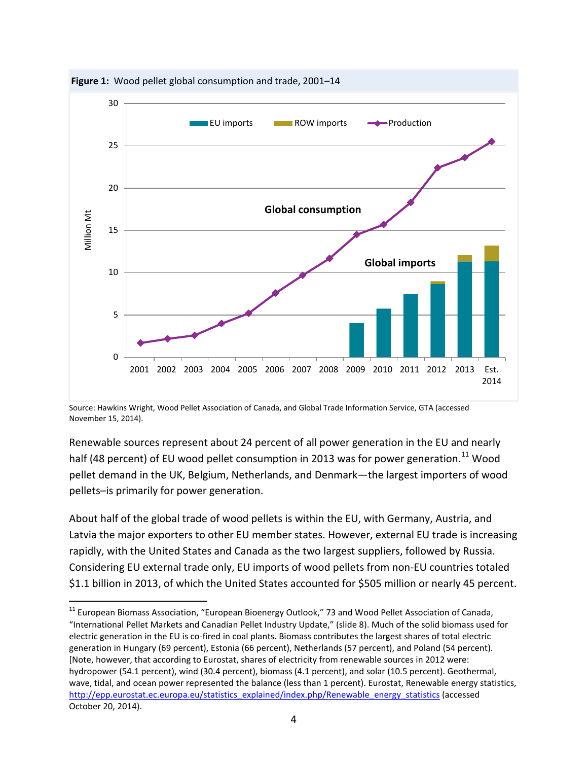**Figure 1:** Wood pellet global consumption and trade, 2001–14

Million Mt

30
25
20
15
10
5
0

EU imports
ROW imports
Production

Global consumption

Global imports

2001 2002 2003 2004 2005 2006 2007 2008 2009 2010 2011 2012 2013 Est. 2014

Source: Hawkins Wright, Wood Pellet Association of Canada, and Global Trade Information Service, GTA (accessed November 15, 2014).

Renewable sources represent about 24 percent of all power generation in the EU and nearly half (48 percent) of EU wood pellet consumption in 2013 was for power generation.[11] Wood pellet demand in the UK, Belgium, Netherlands, and Denmark—the largest importers of wood pellets–is primarily for power generation.

About half of the global trade of wood pellets is within the EU, with Germany, Austria, and Latvia the major exporters to other EU member states. However, external EU trade is increasing rapidly, with the United States and Canada as the two largest suppliers, followed by Russia. Considering EU external trade only, EU imports of wood pellets from non-EU countries totaled $1.1 billion in 2013, of which the United States accounted for $505 million or nearly 45 percent.

---

[11] European Biomass Association, "European Bioenergy Outlook," 73 and Wood Pellet Association of Canada, "International Pellet Markets and Canadian Pellet Industry Update," (slide 8). Much of the solid biomass used for electric generation in the EU is co-fired in coal plants. Biomass contributes the largest shares of total electric generation in Hungary (69 percent), Estonia (66 percent), Netherlands (57 percent), and Poland (54 percent). [Note, however, that according to Eurostat, shares of electricity from renewable sources in 2012 were: hydropower (54.1 percent), wind (30.4 percent), biomass (4.1 percent), and solar (10.5 percent). Geothermal, wave, tidal, and ocean power represented the balance (less than 1 percent). Eurostat, Renewable energy statistics, http://epp.eurostat.ec.europa.eu/statistics_explained/index.php/Renewable_energy_statistics (accessed October 20, 2014).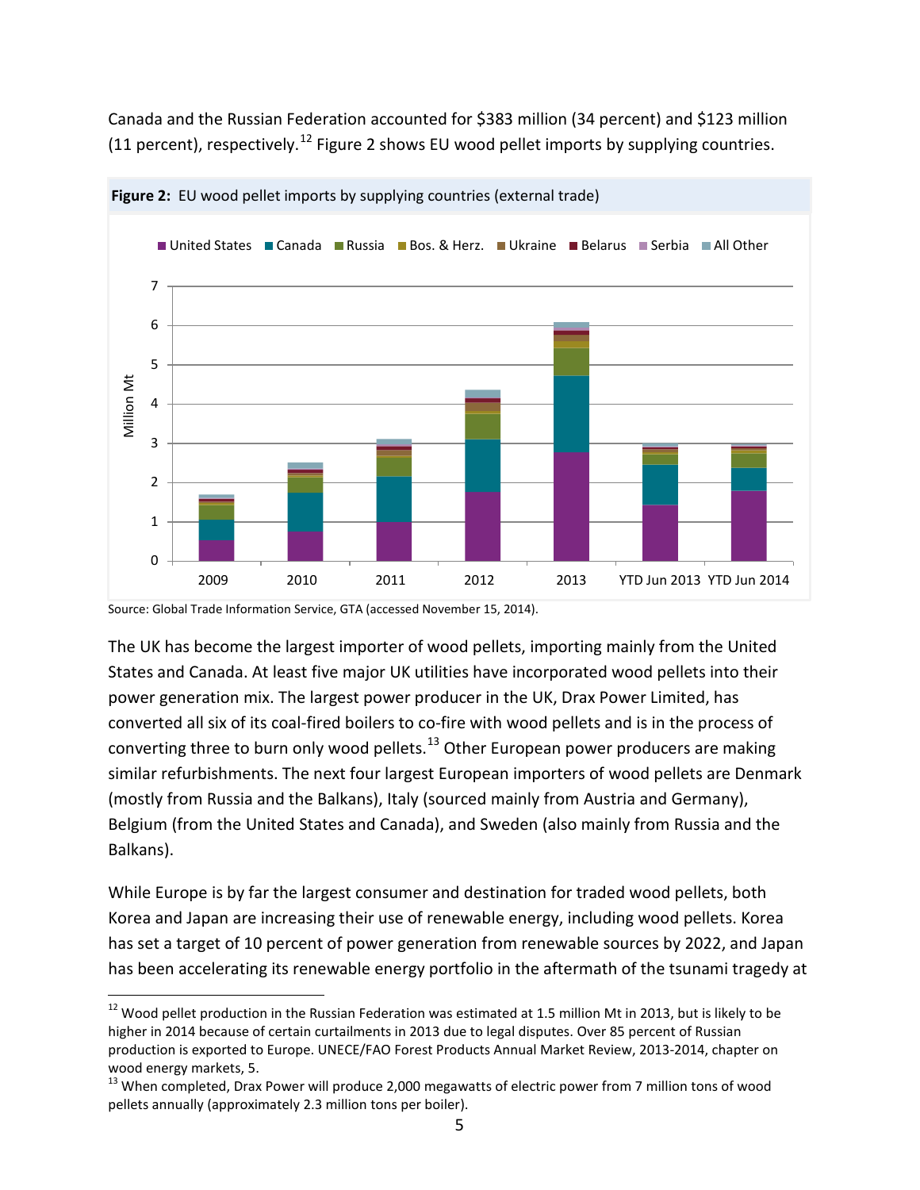Canada and the Russian Federation accounted for $383 million (34 percent) and $123 million (11 percent), respectively.[12] Figure 2 shows EU wood pellet imports by supplying countries.

**Figure 2:** EU wood pellet imports by supplying countries (external trade)

United States
Canada
Russia
Bos. & Herz.
Ukraine
Belarus
Serbia
All Other

Million Mt

7
6
5
4
3
2
1
0

2009
2010
2011
2012
2013
YTD Jun 2013
YTD Jun 2014

Source: Global Trade Information Service, GTA (accessed November 15, 2014).

The UK has become the largest importer of wood pellets, importing mainly from the United States and Canada. At least five major UK utilities have incorporated wood pellets into their power generation mix. The largest power producer in the UK, Drax Power Limited, has converted all six of its coal-fired boilers to co-fire with wood pellets and is in the process of converting three to burn only wood pellets.[13] Other European power producers are making similar refurbishments. The next four largest European importers of wood pellets are Denmark (mostly from Russia and the Balkans), Italy (sourced mainly from Austria and Germany), Belgium (from the United States and Canada), and Sweden (also mainly from Russia and the Balkans).

While Europe is by far the largest consumer and destination for traded wood pellets, both Korea and Japan are increasing their use of renewable energy, including wood pellets. Korea has set a target of 10 percent of power generation from renewable sources by 2022, and Japan has been accelerating its renewable energy portfolio in the aftermath of the tsunami tragedy at

---

[12] Wood pellet production in the Russian Federation was estimated at 1.5 million Mt in 2013, but is likely to be higher in 2014 because of certain curtailments in 2013 due to legal disputes. Over 85 percent of Russian production is exported to Europe. UNECE/FAO Forest Products Annual Market Review, 2013-2014, chapter on wood energy markets, 5.

[13] When completed, Drax Power will produce 2,000 megawatts of electric power from 7 million tons of wood pellets annually (approximately 2.3 million tons per boiler).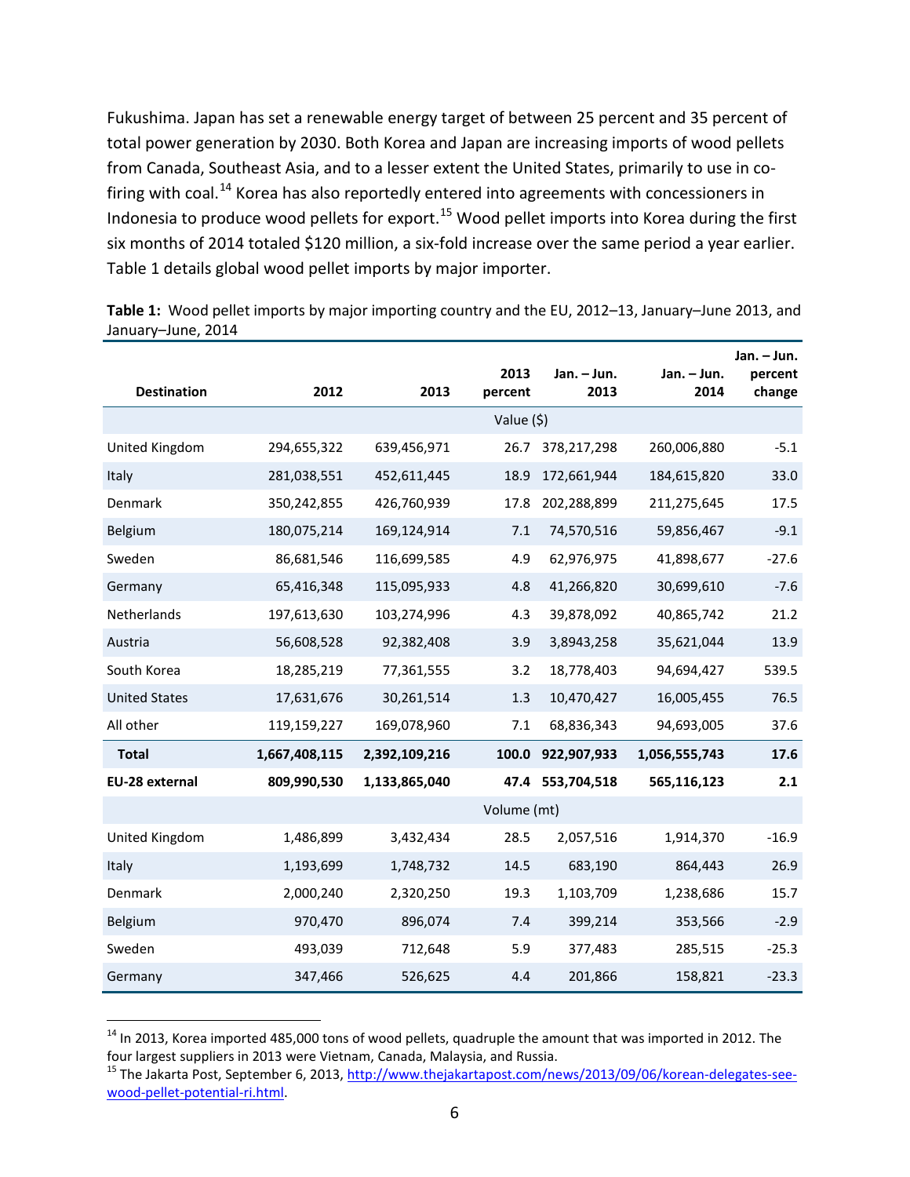Fukushima. Japan has set a renewable energy target of between 25 percent and 35 percent of total power generation by 2030. Both Korea and Japan are increasing imports of wood pellets from Canada, Southeast Asia, and to a lesser extent the United States, primarily to use in co-firing with coal.[14] Korea has also reportedly entered into agreements with concessioners in Indonesia to produce wood pellets for export.[15] Wood pellet imports into Korea during the first six months of 2014 totaled $120 million, a six-fold increase over the same period a year earlier. Table 1 details global wood pellet imports by major importer.

**Table 1:** Wood pellet imports by major importing country and the EU, 2012–13, January–June 2013, and January–June, 2014

| Destination | 2012 | 2013 | 2013 percent | Jan. – Jun. 2013 | Jan. – Jun. 2014 | Jan. – Jun. percent change |
|---|---|---|---|---|---|---|
| | | | Value ($) | | | |
| United Kingdom | 294,655,322 | 639,456,971 | 26.7 | 378,217,298 | 260,006,880 | -5.1 |
| Italy | 281,038,551 | 452,611,445 | 18.9 | 172,661,944 | 184,615,820 | 33.0 |
| Denmark | 350,242,855 | 426,760,939 | 17.8 | 202,288,899 | 211,275,645 | 17.5 |
| Belgium | 180,075,214 | 169,124,914 | 7.1 | 74,570,516 | 59,856,467 | -9.1 |
| Sweden | 86,681,546 | 116,699,585 | 4.9 | 62,976,975 | 41,898,677 | -27.6 |
| Germany | 65,416,348 | 115,095,933 | 4.8 | 41,266,820 | 30,699,610 | -7.6 |
| Netherlands | 197,613,630 | 103,274,996 | 4.3 | 39,878,092 | 40,865,742 | 21.2 |
| Austria | 56,608,528 | 92,382,408 | 3.9 | 3,8943,258 | 35,621,044 | 13.9 |
| South Korea | 18,285,219 | 77,361,555 | 3.2 | 18,778,403 | 94,694,427 | 539.5 |
| United States | 17,631,676 | 30,261,514 | 1.3 | 10,470,427 | 16,005,455 | 76.5 |
| All other | 119,159,227 | 169,078,960 | 7.1 | 68,836,343 | 94,693,005 | 37.6 |
| **Total** | **1,667,408,115** | **2,392,109,216** | **100.0** | **922,907,933** | **1,056,555,743** | **17.6** |
| **EU-28 external** | **809,990,530** | **1,133,865,040** | **47.4** | **553,704,518** | **565,116,123** | **2.1** |
| | | | Volume (mt) | | | |
| United Kingdom | 1,486,899 | 3,432,434 | 28.5 | 2,057,516 | 1,914,370 | -16.9 |
| Italy | 1,193,699 | 1,748,732 | 14.5 | 683,190 | 864,443 | 26.9 |
| Denmark | 2,000,240 | 2,320,250 | 19.3 | 1,103,709 | 1,238,686 | 15.7 |
| Belgium | 970,470 | 896,074 | 7.4 | 399,214 | 353,566 | -2.9 |
| Sweden | 493,039 | 712,648 | 5.9 | 377,483 | 285,515 | -25.3 |
| Germany | 347,466 | 526,625 | 4.4 | 201,866 | 158,821 | -23.3 |

[14] In 2013, Korea imported 485,000 tons of wood pellets, quadruple the amount that was imported in 2012. The four largest suppliers in 2013 were Vietnam, Canada, Malaysia, and Russia.

[15] The Jakarta Post, September 6, 2013, http://www.thejakartapost.com/news/2013/09/06/korean-delegates-see-wood-pellet-potential-ri.html.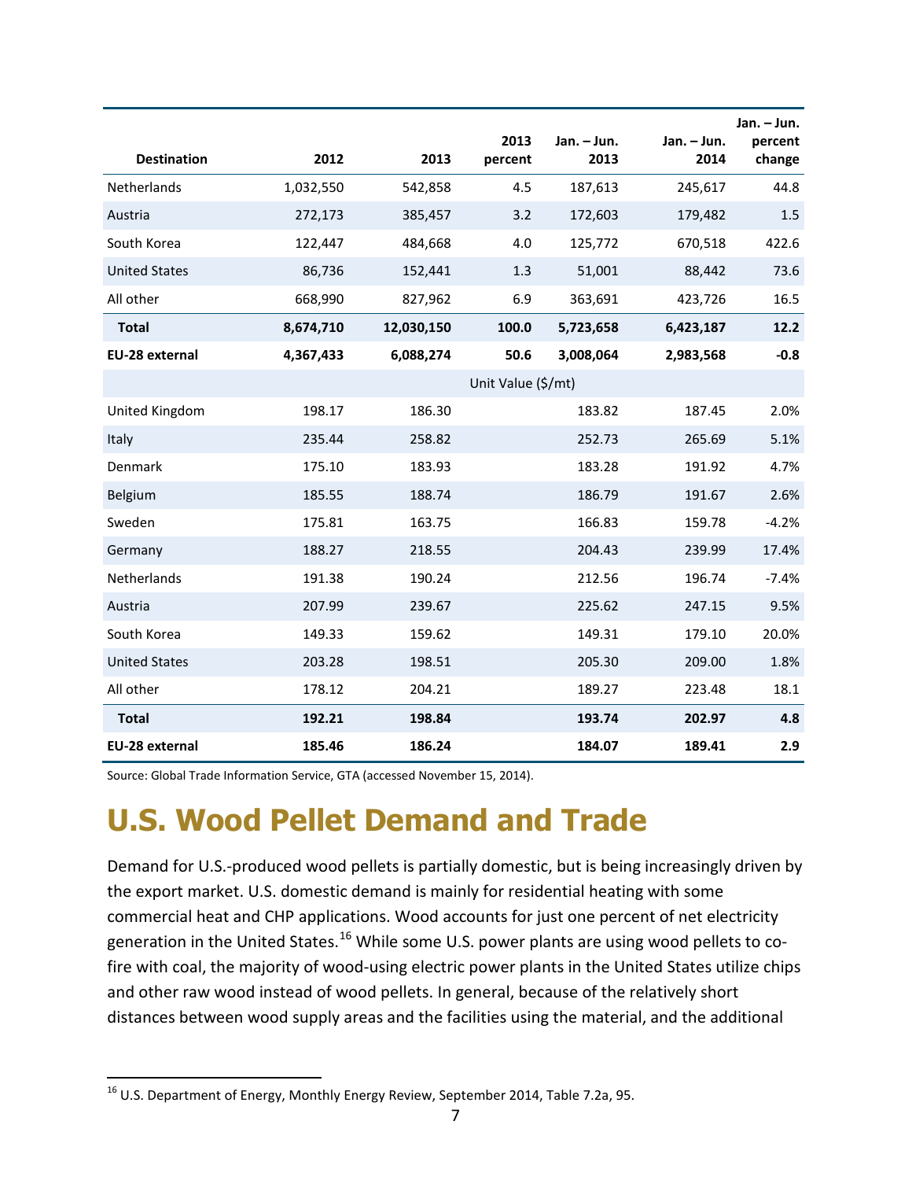| Destination | 2012 | 2013 | 2013 percent | Jan. – Jun. 2013 | Jan. – Jun. 2014 | Jan. – Jun. percent change |
|---|---|---|---|---|---|---|
| Netherlands | 1,032,550 | 542,858 | 4.5 | 187,613 | 245,617 | 44.8 |
| Austria | 272,173 | 385,457 | 3.2 | 172,603 | 179,482 | 1.5 |
| South Korea | 122,447 | 484,668 | 4.0 | 125,772 | 670,518 | 422.6 |
| United States | 86,736 | 152,441 | 1.3 | 51,001 | 88,442 | 73.6 |
| All other | 668,990 | 827,962 | 6.9 | 363,691 | 423,726 | 16.5 |
| **Total** | **8,674,710** | **12,030,150** | **100.0** | **5,723,658** | **6,423,187** | **12.2** |
| **EU-28 external** | **4,367,433** | **6,088,274** | **50.6** | **3,008,064** | **2,983,568** | **-0.8** |
| | | | Unit Value ($/mt) | | | |
| United Kingdom | 198.17 | 186.30 | | 183.82 | 187.45 | 2.0% |
| Italy | 235.44 | 258.82 | | 252.73 | 265.69 | 5.1% |
| Denmark | 175.10 | 183.93 | | 183.28 | 191.92 | 4.7% |
| Belgium | 185.55 | 188.74 | | 186.79 | 191.67 | 2.6% |
| Sweden | 175.81 | 163.75 | | 166.83 | 159.78 | -4.2% |
| Germany | 188.27 | 218.55 | | 204.43 | 239.99 | 17.4% |
| Netherlands | 191.38 | 190.24 | | 212.56 | 196.74 | -7.4% |
| Austria | 207.99 | 239.67 | | 225.62 | 247.15 | 9.5% |
| South Korea | 149.33 | 159.62 | | 149.31 | 179.10 | 20.0% |
| United States | 203.28 | 198.51 | | 205.30 | 209.00 | 1.8% |
| All other | 178.12 | 204.21 | | 189.27 | 223.48 | 18.1 |
| **Total** | **192.21** | **198.84** | | **193.74** | **202.97** | **4.8** |
| **EU-28 external** | **185.46** | **186.24** | | **184.07** | **189.41** | **2.9** |

Source: Global Trade Information Service, GTA (accessed November 15, 2014).

# U.S. Wood Pellet Demand and Trade

Demand for U.S.-produced wood pellets is partially domestic, but is being increasingly driven by the export market. U.S. domestic demand is mainly for residential heating with some commercial heat and CHP applications. Wood accounts for just one percent of net electricity generation in the United States.[16] While some U.S. power plants are using wood pellets to co-fire with coal, the majority of wood-using electric power plants in the United States utilize chips and other raw wood instead of wood pellets. In general, because of the relatively short distances between wood supply areas and the facilities using the material, and the additional

[16] U.S. Department of Energy, Monthly Energy Review, September 2014, Table 7.2a, 95.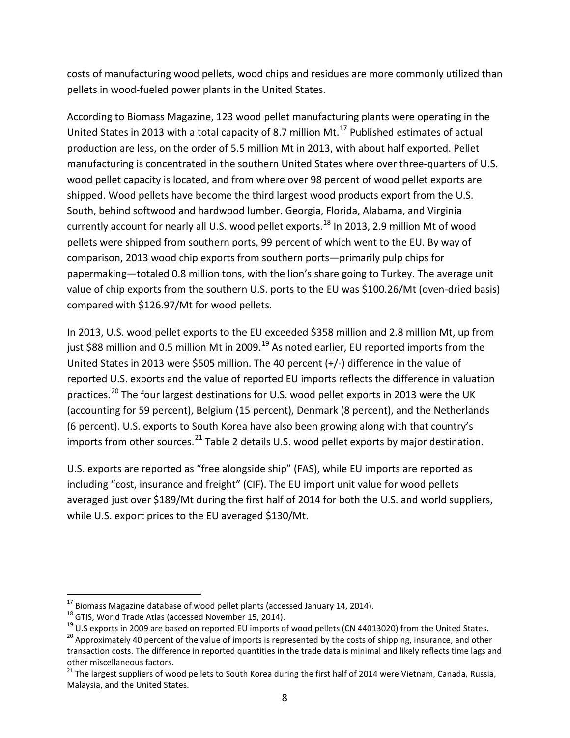costs of manufacturing wood pellets, wood chips and residues are more commonly utilized than pellets in wood-fueled power plants in the United States.

According to Biomass Magazine, 123 wood pellet manufacturing plants were operating in the United States in 2013 with a total capacity of 8.7 million Mt.[17] Published estimates of actual production are less, on the order of 5.5 million Mt in 2013, with about half exported. Pellet manufacturing is concentrated in the southern United States where over three-quarters of U.S. wood pellet capacity is located, and from where over 98 percent of wood pellet exports are shipped. Wood pellets have become the third largest wood products export from the U.S. South, behind softwood and hardwood lumber. Georgia, Florida, Alabama, and Virginia currently account for nearly all U.S. wood pellet exports.[18] In 2013, 2.9 million Mt of wood pellets were shipped from southern ports, 99 percent of which went to the EU. By way of comparison, 2013 wood chip exports from southern ports—primarily pulp chips for papermaking—totaled 0.8 million tons, with the lion's share going to Turkey. The average unit value of chip exports from the southern U.S. ports to the EU was $100.26/Mt (oven-dried basis) compared with $126.97/Mt for wood pellets.

In 2013, U.S. wood pellet exports to the EU exceeded $358 million and 2.8 million Mt, up from just $88 million and 0.5 million Mt in 2009.[19] As noted earlier, EU reported imports from the United States in 2013 were $505 million. The 40 percent (+/-) difference in the value of reported U.S. exports and the value of reported EU imports reflects the difference in valuation practices.[20] The four largest destinations for U.S. wood pellet exports in 2013 were the UK (accounting for 59 percent), Belgium (15 percent), Denmark (8 percent), and the Netherlands (6 percent). U.S. exports to South Korea have also been growing along with that country's imports from other sources.[21] Table 2 details U.S. wood pellet exports by major destination.

U.S. exports are reported as "free alongside ship" (FAS), while EU imports are reported as including "cost, insurance and freight" (CIF). The EU import unit value for wood pellets averaged just over $189/Mt during the first half of 2014 for both the U.S. and world suppliers, while U.S. export prices to the EU averaged $130/Mt.

---

[17] Biomass Magazine database of wood pellet plants (accessed January 14, 2014).

[18] GTIS, World Trade Atlas (accessed November 15, 2014).

[19] U.S exports in 2009 are based on reported EU imports of wood pellets (CN 44013020) from the United States.

[20] Approximately 40 percent of the value of imports is represented by the costs of shipping, insurance, and other transaction costs. The difference in reported quantities in the trade data is minimal and likely reflects time lags and other miscellaneous factors.

[21] The largest suppliers of wood pellets to South Korea during the first half of 2014 were Vietnam, Canada, Russia, Malaysia, and the United States.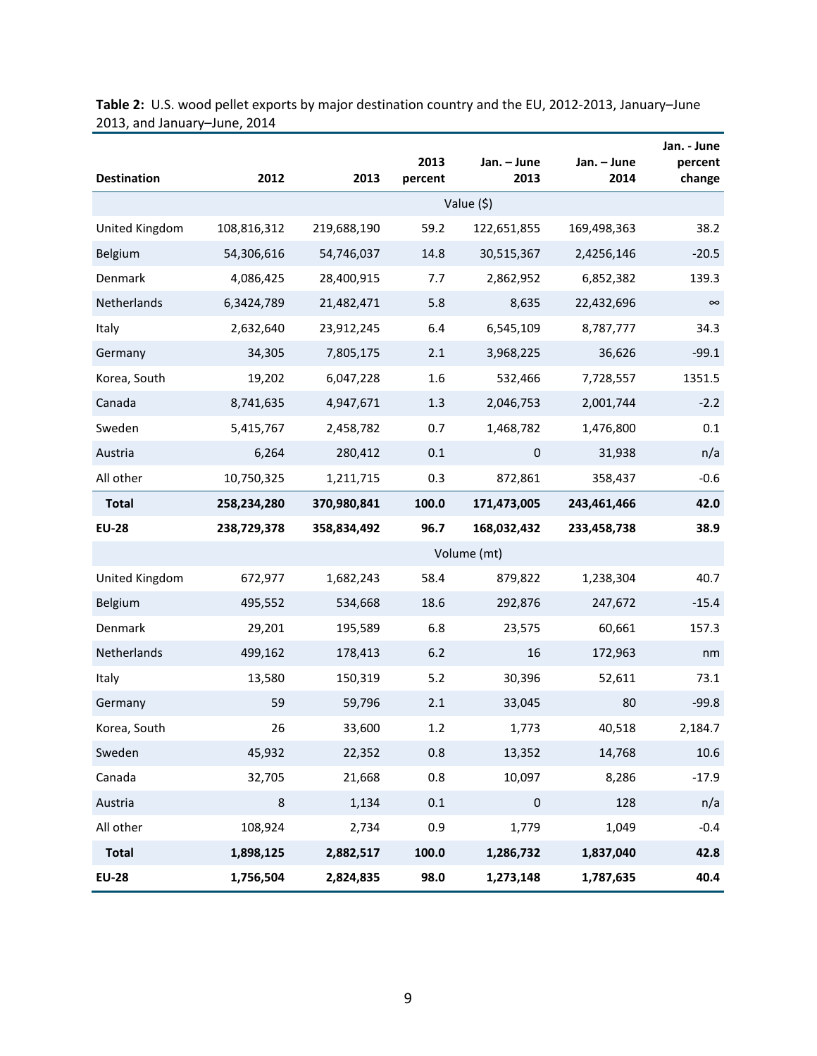**Table 2:** U.S. wood pellet exports by major destination country and the EU, 2012-2013, January–June 2013, and January–June, 2014

| Destination | 2012 | 2013 | 2013 percent | Jan. – June 2013 | Jan. – June 2014 | Jan. - June percent change |
|---|---|---|---|---|---|---|
| | | | Value ($) | | | |
| United Kingdom | 108,816,312 | 219,688,190 | 59.2 | 122,651,855 | 169,498,363 | 38.2 |
| Belgium | 54,306,616 | 54,746,037 | 14.8 | 30,515,367 | 2,4256,146 | -20.5 |
| Denmark | 4,086,425 | 28,400,915 | 7.7 | 2,862,952 | 6,852,382 | 139.3 |
| Netherlands | 6,3424,789 | 21,482,471 | 5.8 | 8,635 | 22,432,696 | ∞ |
| Italy | 2,632,640 | 23,912,245 | 6.4 | 6,545,109 | 8,787,777 | 34.3 |
| Germany | 34,305 | 7,805,175 | 2.1 | 3,968,225 | 36,626 | -99.1 |
| Korea, South | 19,202 | 6,047,228 | 1.6 | 532,466 | 7,728,557 | 1351.5 |
| Canada | 8,741,635 | 4,947,671 | 1.3 | 2,046,753 | 2,001,744 | -2.2 |
| Sweden | 5,415,767 | 2,458,782 | 0.7 | 1,468,782 | 1,476,800 | 0.1 |
| Austria | 6,264 | 280,412 | 0.1 | 0 | 31,938 | n/a |
| All other | 10,750,325 | 1,211,715 | 0.3 | 872,861 | 358,437 | -0.6 |
| **Total** | **258,234,280** | **370,980,841** | **100.0** | **171,473,005** | **243,461,466** | **42.0** |
| **EU-28** | **238,729,378** | **358,834,492** | **96.7** | **168,032,432** | **233,458,738** | **38.9** |
| | | | Volume (mt) | | | |
| United Kingdom | 672,977 | 1,682,243 | 58.4 | 879,822 | 1,238,304 | 40.7 |
| Belgium | 495,552 | 534,668 | 18.6 | 292,876 | 247,672 | -15.4 |
| Denmark | 29,201 | 195,589 | 6.8 | 23,575 | 60,661 | 157.3 |
| Netherlands | 499,162 | 178,413 | 6.2 | 16 | 172,963 | nm |
| Italy | 13,580 | 150,319 | 5.2 | 30,396 | 52,611 | 73.1 |
| Germany | 59 | 59,796 | 2.1 | 33,045 | 80 | -99.8 |
| Korea, South | 26 | 33,600 | 1.2 | 1,773 | 40,518 | 2,184.7 |
| Sweden | 45,932 | 22,352 | 0.8 | 13,352 | 14,768 | 10.6 |
| Canada | 32,705 | 21,668 | 0.8 | 10,097 | 8,286 | -17.9 |
| Austria | 8 | 1,134 | 0.1 | 0 | 128 | n/a |
| All other | 108,924 | 2,734 | 0.9 | 1,779 | 1,049 | -0.4 |
| **Total** | **1,898,125** | **2,882,517** | **100.0** | **1,286,732** | **1,837,040** | **42.8** |
| **EU-28** | **1,756,504** | **2,824,835** | **98.0** | **1,273,148** | **1,787,635** | **40.4** |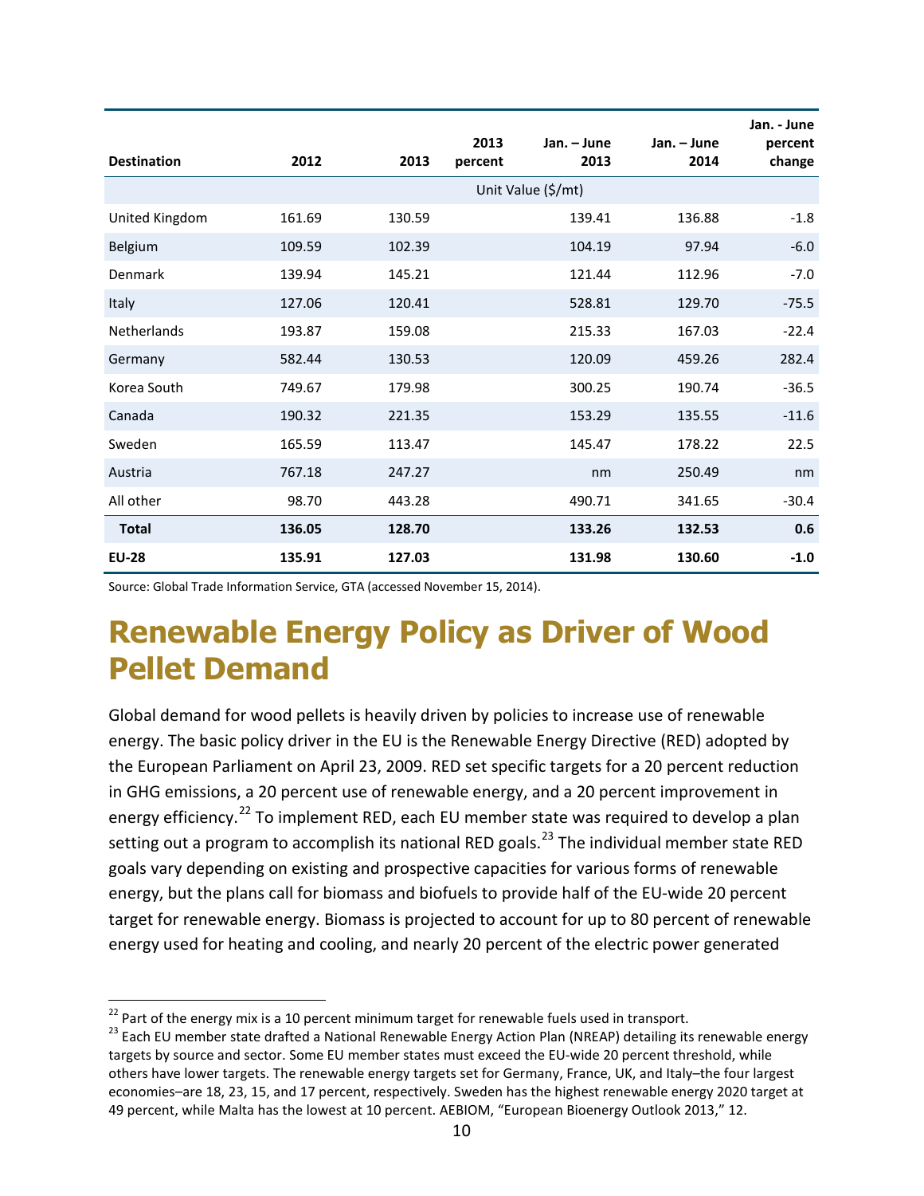| Destination | 2012 | 2013 | 2013 percent | Jan. – June 2013 | Jan. – June 2014 | Jan. - June percent change |
|---|---|---|---|---|---|---|
| | | | Unit Value ($/mt) | | | |
| United Kingdom | 161.69 | 130.59 | | 139.41 | 136.88 | -1.8 |
| Belgium | 109.59 | 102.39 | | 104.19 | 97.94 | -6.0 |
| Denmark | 139.94 | 145.21 | | 121.44 | 112.96 | -7.0 |
| Italy | 127.06 | 120.41 | | 528.81 | 129.70 | -75.5 |
| Netherlands | 193.87 | 159.08 | | 215.33 | 167.03 | -22.4 |
| Germany | 582.44 | 130.53 | | 120.09 | 459.26 | 282.4 |
| Korea South | 749.67 | 179.98 | | 300.25 | 190.74 | -36.5 |
| Canada | 190.32 | 221.35 | | 153.29 | 135.55 | -11.6 |
| Sweden | 165.59 | 113.47 | | 145.47 | 178.22 | 22.5 |
| Austria | 767.18 | 247.27 | | nm | 250.49 | nm |
| All other | 98.70 | 443.28 | | 490.71 | 341.65 | -30.4 |
| **Total** | **136.05** | **128.70** | | **133.26** | **132.53** | **0.6** |
| **EU-28** | **135.91** | **127.03** | | **131.98** | **130.60** | **-1.0** |

Source: Global Trade Information Service, GTA (accessed November 15, 2014).

# Renewable Energy Policy as Driver of Wood Pellet Demand

Global demand for wood pellets is heavily driven by policies to increase use of renewable energy. The basic policy driver in the EU is the Renewable Energy Directive (RED) adopted by the European Parliament on April 23, 2009. RED set specific targets for a 20 percent reduction in GHG emissions, a 20 percent use of renewable energy, and a 20 percent improvement in energy efficiency.[22] To implement RED, each EU member state was required to develop a plan setting out a program to accomplish its national RED goals.[23] The individual member state RED goals vary depending on existing and prospective capacities for various forms of renewable energy, but the plans call for biomass and biofuels to provide half of the EU-wide 20 percent target for renewable energy. Biomass is projected to account for up to 80 percent of renewable energy used for heating and cooling, and nearly 20 percent of the electric power generated

[22] Part of the energy mix is a 10 percent minimum target for renewable fuels used in transport.

[23] Each EU member state drafted a National Renewable Energy Action Plan (NREAP) detailing its renewable energy targets by source and sector. Some EU member states must exceed the EU-wide 20 percent threshold, while others have lower targets. The renewable energy targets set for Germany, France, UK, and Italy–the four largest economies–are 18, 23, 15, and 17 percent, respectively. Sweden has the highest renewable energy 2020 target at 49 percent, while Malta has the lowest at 10 percent. AEBIOM, "European Bioenergy Outlook 2013," 12.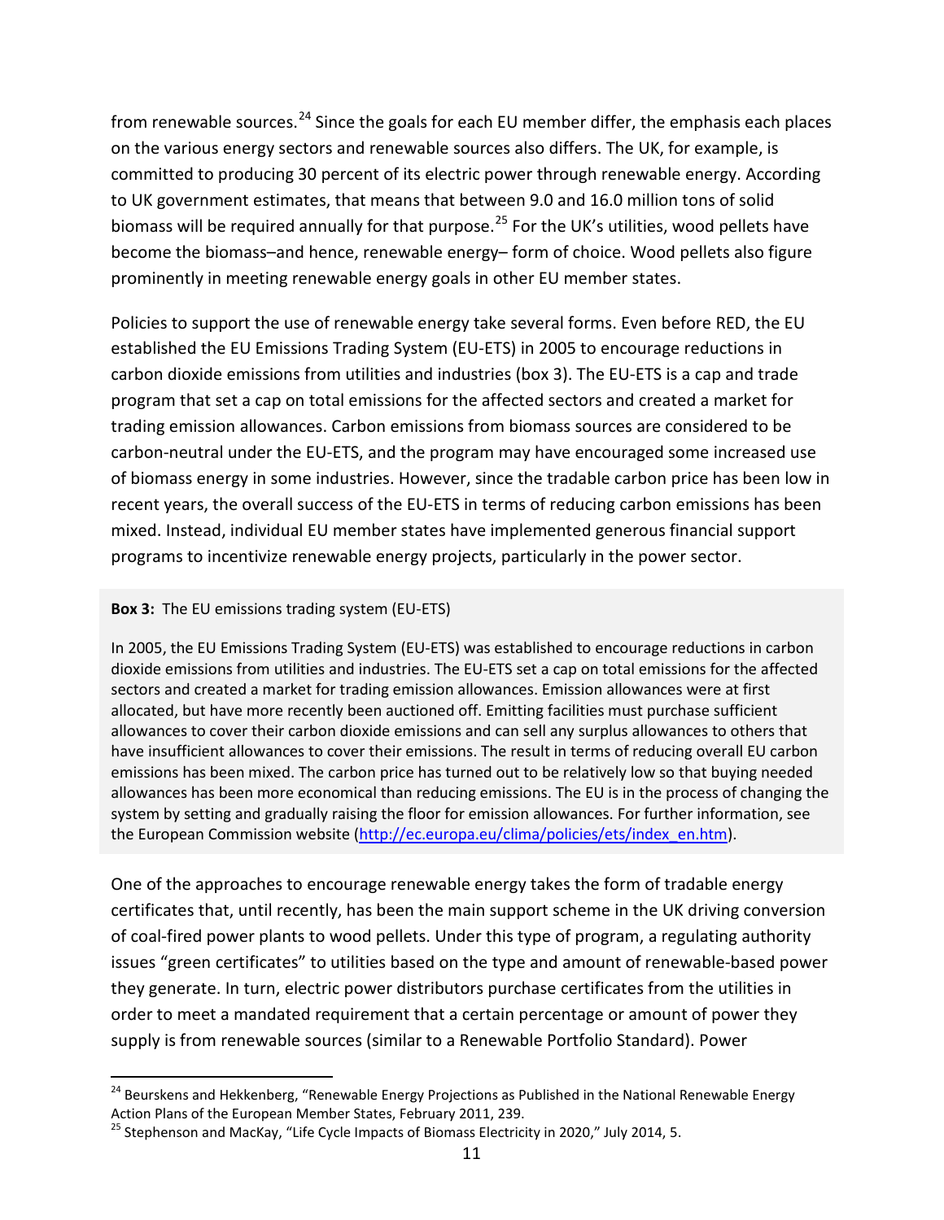from renewable sources.[24] Since the goals for each EU member differ, the emphasis each places on the various energy sectors and renewable sources also differs. The UK, for example, is committed to producing 30 percent of its electric power through renewable energy. According to UK government estimates, that means that between 9.0 and 16.0 million tons of solid biomass will be required annually for that purpose.[25] For the UK's utilities, wood pellets have become the biomass–and hence, renewable energy– form of choice. Wood pellets also figure prominently in meeting renewable energy goals in other EU member states.

Policies to support the use of renewable energy take several forms. Even before RED, the EU established the EU Emissions Trading System (EU-ETS) in 2005 to encourage reductions in carbon dioxide emissions from utilities and industries (box 3). The EU-ETS is a cap and trade program that set a cap on total emissions for the affected sectors and created a market for trading emission allowances. Carbon emissions from biomass sources are considered to be carbon-neutral under the EU-ETS, and the program may have encouraged some increased use of biomass energy in some industries. However, since the tradable carbon price has been low in recent years, the overall success of the EU-ETS in terms of reducing carbon emissions has been mixed. Instead, individual EU member states have implemented generous financial support programs to incentivize renewable energy projects, particularly in the power sector.

**Box 3:** The EU emissions trading system (EU-ETS)

In 2005, the EU Emissions Trading System (EU-ETS) was established to encourage reductions in carbon dioxide emissions from utilities and industries. The EU-ETS set a cap on total emissions for the affected sectors and created a market for trading emission allowances. Emission allowances were at first allocated, but have more recently been auctioned off. Emitting facilities must purchase sufficient allowances to cover their carbon dioxide emissions and can sell any surplus allowances to others that have insufficient allowances to cover their emissions. The result in terms of reducing overall EU carbon emissions has been mixed. The carbon price has turned out to be relatively low so that buying needed allowances has been more economical than reducing emissions. The EU is in the process of changing the system by setting and gradually raising the floor for emission allowances. For further information, see the European Commission website (http://ec.europa.eu/clima/policies/ets/index_en.htm).

One of the approaches to encourage renewable energy takes the form of tradable energy certificates that, until recently, has been the main support scheme in the UK driving conversion of coal-fired power plants to wood pellets. Under this type of program, a regulating authority issues "green certificates" to utilities based on the type and amount of renewable-based power they generate. In turn, electric power distributors purchase certificates from the utilities in order to meet a mandated requirement that a certain percentage or amount of power they supply is from renewable sources (similar to a Renewable Portfolio Standard). Power

[24] Beurskens and Hekkenberg, "Renewable Energy Projections as Published in the National Renewable Energy Action Plans of the European Member States, February 2011, 239.

[25] Stephenson and MacKay, "Life Cycle Impacts of Biomass Electricity in 2020," July 2014, 5.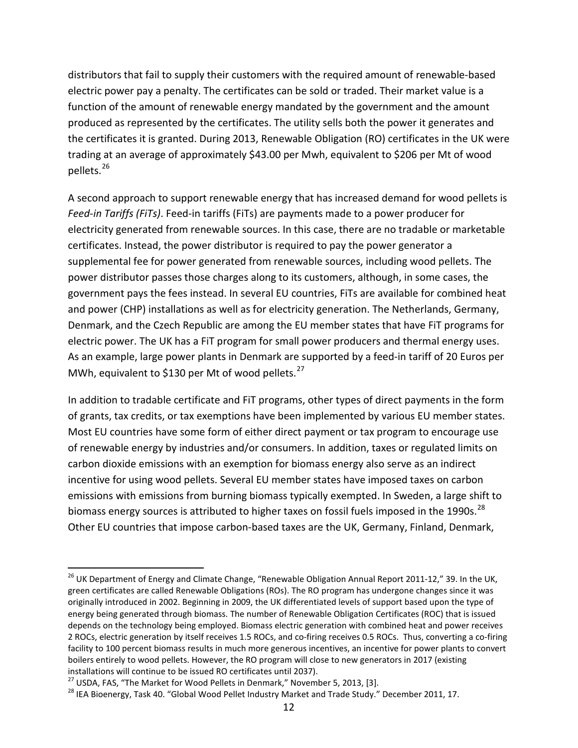distributors that fail to supply their customers with the required amount of renewable-based electric power pay a penalty. The certificates can be sold or traded. Their market value is a function of the amount of renewable energy mandated by the government and the amount produced as represented by the certificates. The utility sells both the power it generates and the certificates it is granted. During 2013, Renewable Obligation (RO) certificates in the UK were trading at an average of approximately $43.00 per Mwh, equivalent to $206 per Mt of wood pellets.[26]

A second approach to support renewable energy that has increased demand for wood pellets is *Feed-in Tariffs (FiTs)*. Feed-in tariffs (FiTs) are payments made to a power producer for electricity generated from renewable sources. In this case, there are no tradable or marketable certificates. Instead, the power distributor is required to pay the power generator a supplemental fee for power generated from renewable sources, including wood pellets. The power distributor passes those charges along to its customers, although, in some cases, the government pays the fees instead. In several EU countries, FiTs are available for combined heat and power (CHP) installations as well as for electricity generation. The Netherlands, Germany, Denmark, and the Czech Republic are among the EU member states that have FiT programs for electric power. The UK has a FiT program for small power producers and thermal energy uses. As an example, large power plants in Denmark are supported by a feed-in tariff of 20 Euros per MWh, equivalent to $130 per Mt of wood pellets.[27]

In addition to tradable certificate and FiT programs, other types of direct payments in the form of grants, tax credits, or tax exemptions have been implemented by various EU member states. Most EU countries have some form of either direct payment or tax program to encourage use of renewable energy by industries and/or consumers. In addition, taxes or regulated limits on carbon dioxide emissions with an exemption for biomass energy also serve as an indirect incentive for using wood pellets. Several EU member states have imposed taxes on carbon emissions with emissions from burning biomass typically exempted. In Sweden, a large shift to biomass energy sources is attributed to higher taxes on fossil fuels imposed in the 1990s.[28] Other EU countries that impose carbon-based taxes are the UK, Germany, Finland, Denmark,

---

[26] UK Department of Energy and Climate Change, "Renewable Obligation Annual Report 2011-12," 39. In the UK, green certificates are called Renewable Obligations (ROs). The RO program has undergone changes since it was originally introduced in 2002. Beginning in 2009, the UK differentiated levels of support based upon the type of energy being generated through biomass. The number of Renewable Obligation Certificates (ROC) that is issued depends on the technology being employed. Biomass electric generation with combined heat and power receives 2 ROCs, electric generation by itself receives 1.5 ROCs, and co-firing receives 0.5 ROCs. Thus, converting a co-firing facility to 100 percent biomass results in much more generous incentives, an incentive for power plants to convert boilers entirely to wood pellets. However, the RO program will close to new generators in 2017 (existing installations will continue to be issued RO certificates until 2037).

[27] USDA, FAS, "The Market for Wood Pellets in Denmark," November 5, 2013, [3].

[28] IEA Bioenergy, Task 40. "Global Wood Pellet Industry Market and Trade Study." December 2011, 17.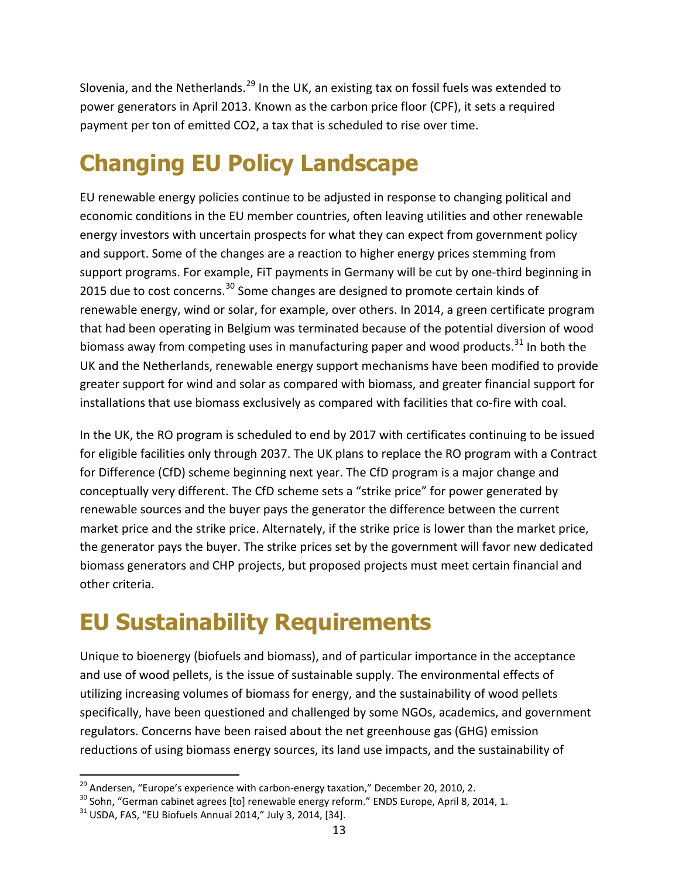Slovenia, and the Netherlands.[29] In the UK, an existing tax on fossil fuels was extended to power generators in April 2013. Known as the carbon price floor (CPF), it sets a required payment per ton of emitted CO2, a tax that is scheduled to rise over time.

# Changing EU Policy Landscape

EU renewable energy policies continue to be adjusted in response to changing political and economic conditions in the EU member countries, often leaving utilities and other renewable energy investors with uncertain prospects for what they can expect from government policy and support. Some of the changes are a reaction to higher energy prices stemming from support programs. For example, FiT payments in Germany will be cut by one-third beginning in 2015 due to cost concerns.[30] Some changes are designed to promote certain kinds of renewable energy, wind or solar, for example, over others. In 2014, a green certificate program that had been operating in Belgium was terminated because of the potential diversion of wood biomass away from competing uses in manufacturing paper and wood products.[31] In both the UK and the Netherlands, renewable energy support mechanisms have been modified to provide greater support for wind and solar as compared with biomass, and greater financial support for installations that use biomass exclusively as compared with facilities that co-fire with coal.

In the UK, the RO program is scheduled to end by 2017 with certificates continuing to be issued for eligible facilities only through 2037. The UK plans to replace the RO program with a Contract for Difference (CfD) scheme beginning next year. The CfD program is a major change and conceptually very different. The CfD scheme sets a "strike price" for power generated by renewable sources and the buyer pays the generator the difference between the current market price and the strike price. Alternately, if the strike price is lower than the market price, the generator pays the buyer. The strike prices set by the government will favor new dedicated biomass generators and CHP projects, but proposed projects must meet certain financial and other criteria.

# EU Sustainability Requirements

Unique to bioenergy (biofuels and biomass), and of particular importance in the acceptance and use of wood pellets, is the issue of sustainable supply. The environmental effects of utilizing increasing volumes of biomass for energy, and the sustainability of wood pellets specifically, have been questioned and challenged by some NGOs, academics, and government regulators. Concerns have been raised about the net greenhouse gas (GHG) emission reductions of using biomass energy sources, its land use impacts, and the sustainability of

[29] Andersen, "Europe's experience with carbon-energy taxation," December 20, 2010, 2.

[30] Sohn, "German cabinet agrees [to] renewable energy reform." ENDS Europe, April 8, 2014, 1.

[31] USDA, FAS, "EU Biofuels Annual 2014," July 3, 2014, [34].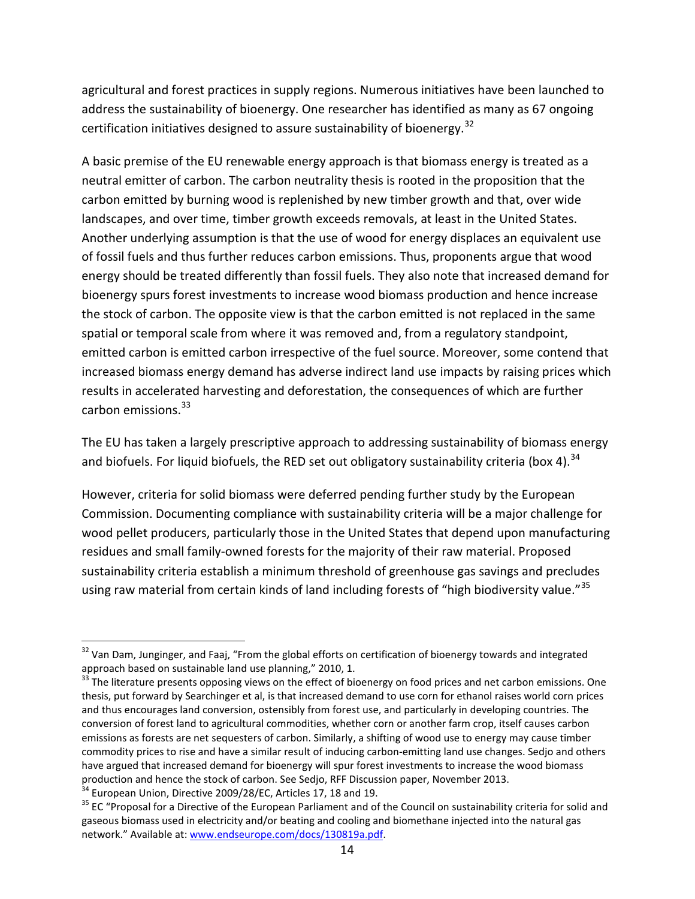agricultural and forest practices in supply regions. Numerous initiatives have been launched to address the sustainability of bioenergy. One researcher has identified as many as 67 ongoing certification initiatives designed to assure sustainability of bioenergy.[32]

A basic premise of the EU renewable energy approach is that biomass energy is treated as a neutral emitter of carbon. The carbon neutrality thesis is rooted in the proposition that the carbon emitted by burning wood is replenished by new timber growth and that, over wide landscapes, and over time, timber growth exceeds removals, at least in the United States. Another underlying assumption is that the use of wood for energy displaces an equivalent use of fossil fuels and thus further reduces carbon emissions. Thus, proponents argue that wood energy should be treated differently than fossil fuels. They also note that increased demand for bioenergy spurs forest investments to increase wood biomass production and hence increase the stock of carbon. The opposite view is that the carbon emitted is not replaced in the same spatial or temporal scale from where it was removed and, from a regulatory standpoint, emitted carbon is emitted carbon irrespective of the fuel source. Moreover, some contend that increased biomass energy demand has adverse indirect land use impacts by raising prices which results in accelerated harvesting and deforestation, the consequences of which are further carbon emissions.[33]

The EU has taken a largely prescriptive approach to addressing sustainability of biomass energy and biofuels. For liquid biofuels, the RED set out obligatory sustainability criteria (box 4).[34]

However, criteria for solid biomass were deferred pending further study by the European Commission. Documenting compliance with sustainability criteria will be a major challenge for wood pellet producers, particularly those in the United States that depend upon manufacturing residues and small family-owned forests for the majority of their raw material. Proposed sustainability criteria establish a minimum threshold of greenhouse gas savings and precludes using raw material from certain kinds of land including forests of "high biodiversity value."[35]

---

[32] Van Dam, Junginger, and Faaj, "From the global efforts on certification of bioenergy towards and integrated approach based on sustainable land use planning," 2010, 1.

[33] The literature presents opposing views on the effect of bioenergy on food prices and net carbon emissions. One thesis, put forward by Searchinger et al, is that increased demand to use corn for ethanol raises world corn prices and thus encourages land conversion, ostensibly from forest use, and particularly in developing countries. The conversion of forest land to agricultural commodities, whether corn or another farm crop, itself causes carbon emissions as forests are net sequesters of carbon. Similarly, a shifting of wood use to energy may cause timber commodity prices to rise and have a similar result of inducing carbon-emitting land use changes. Sedjo and others have argued that increased demand for bioenergy will spur forest investments to increase the wood biomass production and hence the stock of carbon. See Sedjo, RFF Discussion paper, November 2013.

[34] European Union, Directive 2009/28/EC, Articles 17, 18 and 19.

[35] EC "Proposal for a Directive of the European Parliament and of the Council on sustainability criteria for solid and gaseous biomass used in electricity and/or beating and cooling and biomethane injected into the natural gas network." Available at: www.endseurope.com/docs/130819a.pdf.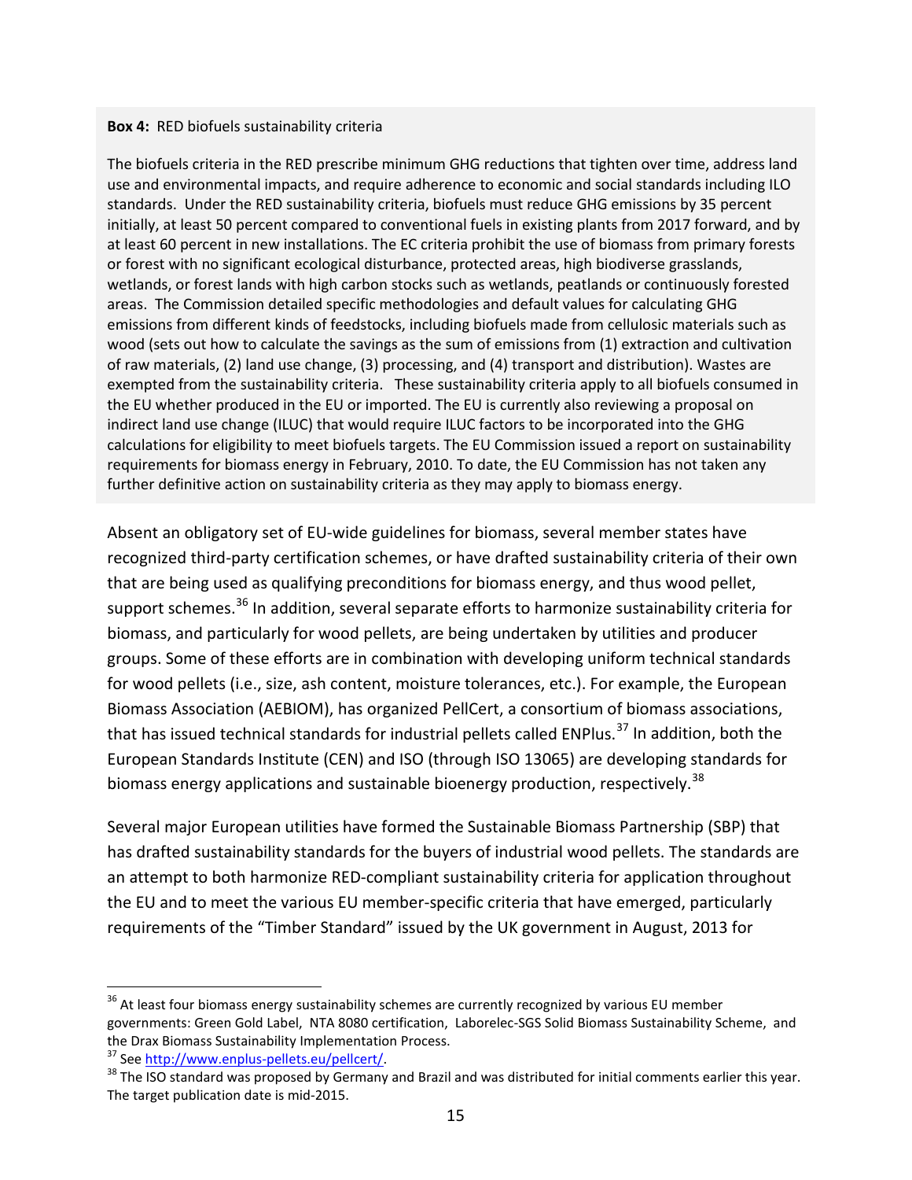**Box 4:** RED biofuels sustainability criteria

The biofuels criteria in the RED prescribe minimum GHG reductions that tighten over time, address land use and environmental impacts, and require adherence to economic and social standards including ILO standards. Under the RED sustainability criteria, biofuels must reduce GHG emissions by 35 percent initially, at least 50 percent compared to conventional fuels in existing plants from 2017 forward, and by at least 60 percent in new installations. The EC criteria prohibit the use of biomass from primary forests or forest with no significant ecological disturbance, protected areas, high biodiverse grasslands, wetlands, or forest lands with high carbon stocks such as wetlands, peatlands or continuously forested areas. The Commission detailed specific methodologies and default values for calculating GHG emissions from different kinds of feedstocks, including biofuels made from cellulosic materials such as wood (sets out how to calculate the savings as the sum of emissions from (1) extraction and cultivation of raw materials, (2) land use change, (3) processing, and (4) transport and distribution). Wastes are exempted from the sustainability criteria. These sustainability criteria apply to all biofuels consumed in the EU whether produced in the EU or imported. The EU is currently also reviewing a proposal on indirect land use change (ILUC) that would require ILUC factors to be incorporated into the GHG calculations for eligibility to meet biofuels targets. The EU Commission issued a report on sustainability requirements for biomass energy in February, 2010. To date, the EU Commission has not taken any further definitive action on sustainability criteria as they may apply to biomass energy.

Absent an obligatory set of EU-wide guidelines for biomass, several member states have recognized third-party certification schemes, or have drafted sustainability criteria of their own that are being used as qualifying preconditions for biomass energy, and thus wood pellet, support schemes.[36] In addition, several separate efforts to harmonize sustainability criteria for biomass, and particularly for wood pellets, are being undertaken by utilities and producer groups. Some of these efforts are in combination with developing uniform technical standards for wood pellets (i.e., size, ash content, moisture tolerances, etc.). For example, the European Biomass Association (AEBIOM), has organized PellCert, a consortium of biomass associations, that has issued technical standards for industrial pellets called ENPlus.[37] In addition, both the European Standards Institute (CEN) and ISO (through ISO 13065) are developing standards for biomass energy applications and sustainable bioenergy production, respectively.[38]

Several major European utilities have formed the Sustainable Biomass Partnership (SBP) that has drafted sustainability standards for the buyers of industrial wood pellets. The standards are an attempt to both harmonize RED-compliant sustainability criteria for application throughout the EU and to meet the various EU member-specific criteria that have emerged, particularly requirements of the "Timber Standard" issued by the UK government in August, 2013 for

---

[36] At least four biomass energy sustainability schemes are currently recognized by various EU member governments: Green Gold Label, NTA 8080 certification, Laborelec-SGS Solid Biomass Sustainability Scheme, and the Drax Biomass Sustainability Implementation Process.

[37] See http://www.enplus-pellets.eu/pellcert/.

[38] The ISO standard was proposed by Germany and Brazil and was distributed for initial comments earlier this year. The target publication date is mid-2015.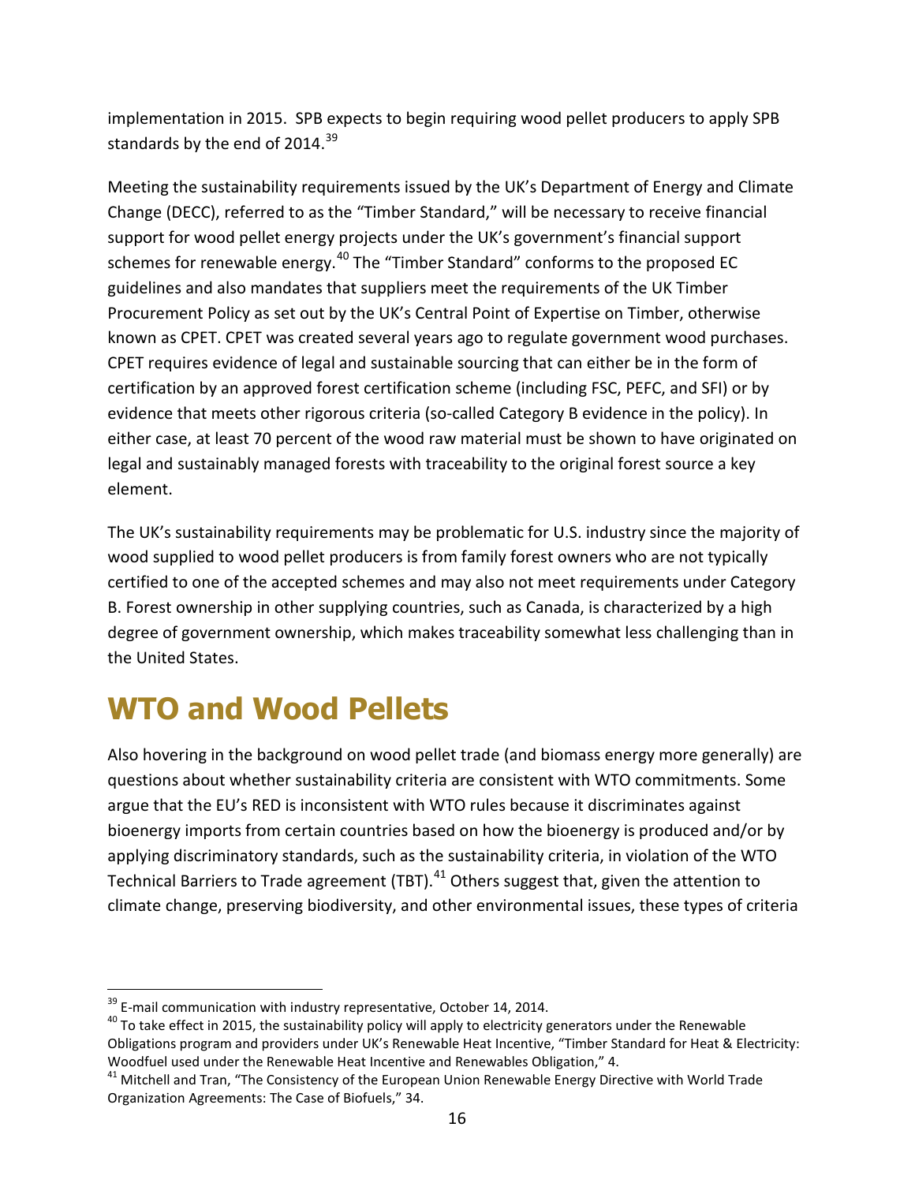implementation in 2015. SPB expects to begin requiring wood pellet producers to apply SPB standards by the end of 2014.[39]

Meeting the sustainability requirements issued by the UK's Department of Energy and Climate Change (DECC), referred to as the "Timber Standard," will be necessary to receive financial support for wood pellet energy projects under the UK's government's financial support schemes for renewable energy.[40] The "Timber Standard" conforms to the proposed EC guidelines and also mandates that suppliers meet the requirements of the UK Timber Procurement Policy as set out by the UK's Central Point of Expertise on Timber, otherwise known as CPET. CPET was created several years ago to regulate government wood purchases. CPET requires evidence of legal and sustainable sourcing that can either be in the form of certification by an approved forest certification scheme (including FSC, PEFC, and SFI) or by evidence that meets other rigorous criteria (so-called Category B evidence in the policy). In either case, at least 70 percent of the wood raw material must be shown to have originated on legal and sustainably managed forests with traceability to the original forest source a key element.

The UK's sustainability requirements may be problematic for U.S. industry since the majority of wood supplied to wood pellet producers is from family forest owners who are not typically certified to one of the accepted schemes and may also not meet requirements under Category B. Forest ownership in other supplying countries, such as Canada, is characterized by a high degree of government ownership, which makes traceability somewhat less challenging than in the United States.

# WTO and Wood Pellets

Also hovering in the background on wood pellet trade (and biomass energy more generally) are questions about whether sustainability criteria are consistent with WTO commitments. Some argue that the EU's RED is inconsistent with WTO rules because it discriminates against bioenergy imports from certain countries based on how the bioenergy is produced and/or by applying discriminatory standards, such as the sustainability criteria, in violation of the WTO Technical Barriers to Trade agreement (TBT).[41] Others suggest that, given the attention to climate change, preserving biodiversity, and other environmental issues, these types of criteria

[39] E-mail communication with industry representative, October 14, 2014.

[40] To take effect in 2015, the sustainability policy will apply to electricity generators under the Renewable Obligations program and providers under UK's Renewable Heat Incentive, "Timber Standard for Heat & Electricity: Woodfuel used under the Renewable Heat Incentive and Renewables Obligation," 4.

[41] Mitchell and Tran, "The Consistency of the European Union Renewable Energy Directive with World Trade Organization Agreements: The Case of Biofuels," 34.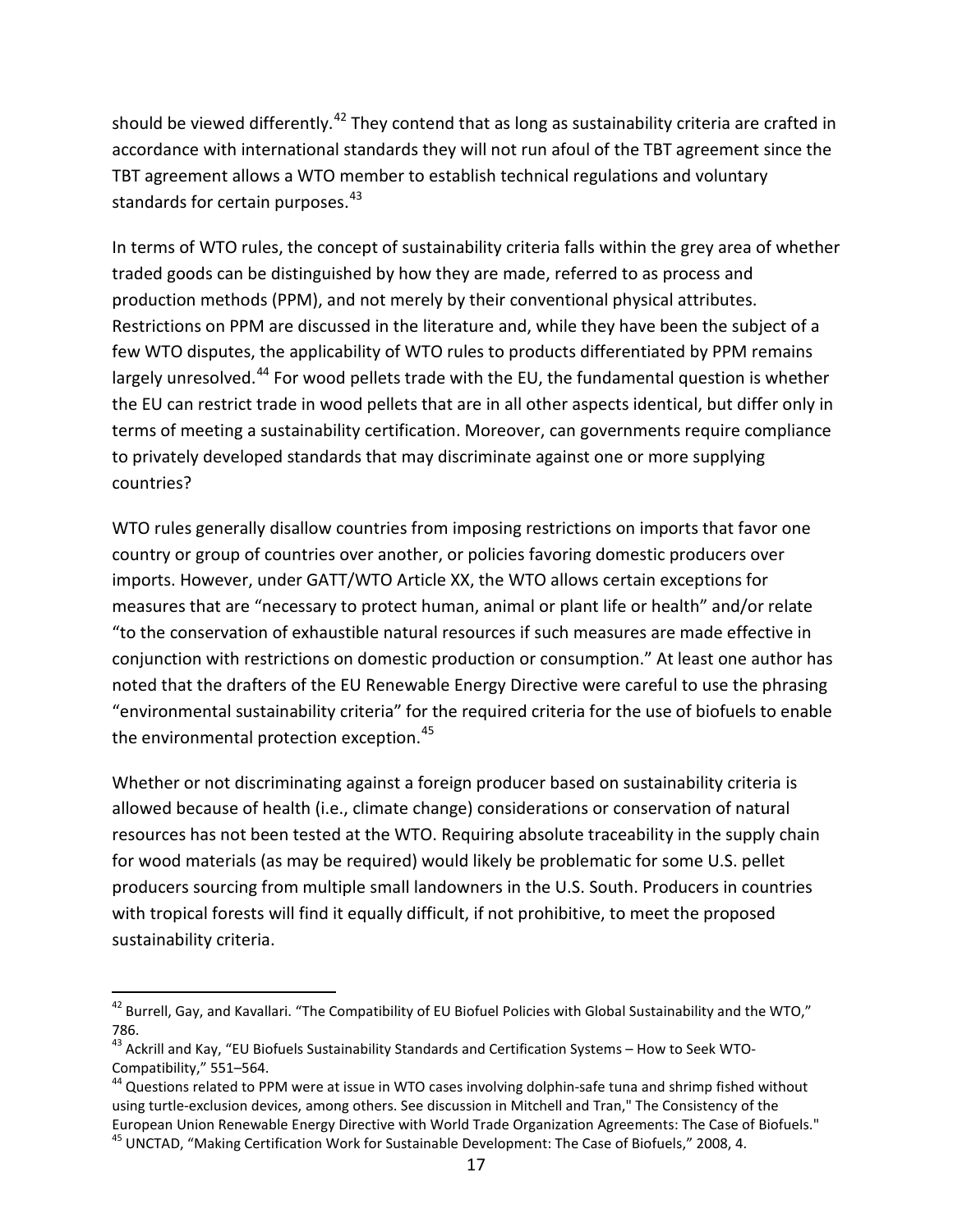should be viewed differently.[42] They contend that as long as sustainability criteria are crafted in accordance with international standards they will not run afoul of the TBT agreement since the TBT agreement allows a WTO member to establish technical regulations and voluntary standards for certain purposes.[43]

In terms of WTO rules, the concept of sustainability criteria falls within the grey area of whether traded goods can be distinguished by how they are made, referred to as process and production methods (PPM), and not merely by their conventional physical attributes. Restrictions on PPM are discussed in the literature and, while they have been the subject of a few WTO disputes, the applicability of WTO rules to products differentiated by PPM remains largely unresolved.[44] For wood pellets trade with the EU, the fundamental question is whether the EU can restrict trade in wood pellets that are in all other aspects identical, but differ only in terms of meeting a sustainability certification. Moreover, can governments require compliance to privately developed standards that may discriminate against one or more supplying countries?

WTO rules generally disallow countries from imposing restrictions on imports that favor one country or group of countries over another, or policies favoring domestic producers over imports. However, under GATT/WTO Article XX, the WTO allows certain exceptions for measures that are "necessary to protect human, animal or plant life or health" and/or relate "to the conservation of exhaustible natural resources if such measures are made effective in conjunction with restrictions on domestic production or consumption." At least one author has noted that the drafters of the EU Renewable Energy Directive were careful to use the phrasing "environmental sustainability criteria" for the required criteria for the use of biofuels to enable the environmental protection exception.[45]

Whether or not discriminating against a foreign producer based on sustainability criteria is allowed because of health (i.e., climate change) considerations or conservation of natural resources has not been tested at the WTO. Requiring absolute traceability in the supply chain for wood materials (as may be required) would likely be problematic for some U.S. pellet producers sourcing from multiple small landowners in the U.S. South. Producers in countries with tropical forests will find it equally difficult, if not prohibitive, to meet the proposed sustainability criteria.

---

[42] Burrell, Gay, and Kavallari. "The Compatibility of EU Biofuel Policies with Global Sustainability and the WTO," 786.

[43] Ackrill and Kay, "EU Biofuels Sustainability Standards and Certification Systems – How to Seek WTO-Compatibility," 551–564.

[44] Questions related to PPM were at issue in WTO cases involving dolphin-safe tuna and shrimp fished without using turtle-exclusion devices, among others. See discussion in Mitchell and Tran," The Consistency of the European Union Renewable Energy Directive with World Trade Organization Agreements: The Case of Biofuels."

[45] UNCTAD, "Making Certification Work for Sustainable Development: The Case of Biofuels," 2008, 4.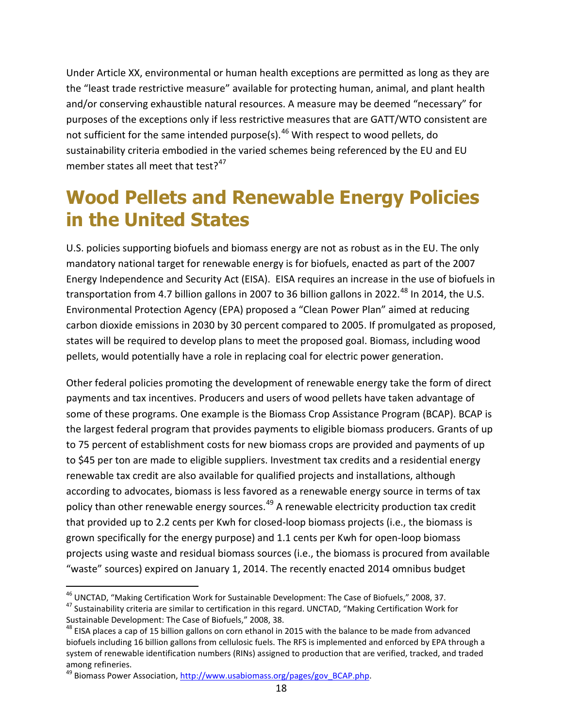Under Article XX, environmental or human health exceptions are permitted as long as they are the "least trade restrictive measure" available for protecting human, animal, and plant health and/or conserving exhaustible natural resources. A measure may be deemed "necessary" for purposes of the exceptions only if less restrictive measures that are GATT/WTO consistent are not sufficient for the same intended purpose(s).[46] With respect to wood pellets, do sustainability criteria embodied in the varied schemes being referenced by the EU and EU member states all meet that test?[47]

# Wood Pellets and Renewable Energy Policies in the United States

U.S. policies supporting biofuels and biomass energy are not as robust as in the EU. The only mandatory national target for renewable energy is for biofuels, enacted as part of the 2007 Energy Independence and Security Act (EISA). EISA requires an increase in the use of biofuels in transportation from 4.7 billion gallons in 2007 to 36 billion gallons in 2022.[48] In 2014, the U.S. Environmental Protection Agency (EPA) proposed a "Clean Power Plan" aimed at reducing carbon dioxide emissions in 2030 by 30 percent compared to 2005. If promulgated as proposed, states will be required to develop plans to meet the proposed goal. Biomass, including wood pellets, would potentially have a role in replacing coal for electric power generation.

Other federal policies promoting the development of renewable energy take the form of direct payments and tax incentives. Producers and users of wood pellets have taken advantage of some of these programs. One example is the Biomass Crop Assistance Program (BCAP). BCAP is the largest federal program that provides payments to eligible biomass producers. Grants of up to 75 percent of establishment costs for new biomass crops are provided and payments of up to $45 per ton are made to eligible suppliers. Investment tax credits and a residential energy renewable tax credit are also available for qualified projects and installations, although according to advocates, biomass is less favored as a renewable energy source in terms of tax policy than other renewable energy sources.[49] A renewable electricity production tax credit that provided up to 2.2 cents per Kwh for closed-loop biomass projects (i.e., the biomass is grown specifically for the energy purpose) and 1.1 cents per Kwh for open-loop biomass projects using waste and residual biomass sources (i.e., the biomass is procured from available "waste" sources) expired on January 1, 2014. The recently enacted 2014 omnibus budget

---

[46] UNCTAD, "Making Certification Work for Sustainable Development: The Case of Biofuels," 2008, 37.

[47] Sustainability criteria are similar to certification in this regard. UNCTAD, "Making Certification Work for Sustainable Development: The Case of Biofuels," 2008, 38.

[48] EISA places a cap of 15 billion gallons on corn ethanol in 2015 with the balance to be made from advanced biofuels including 16 billion gallons from cellulosic fuels. The RFS is implemented and enforced by EPA through a system of renewable identification numbers (RINs) assigned to production that are verified, tracked, and traded among refineries.

[49] Biomass Power Association, http://www.usabiomass.org/pages/gov_BCAP.php.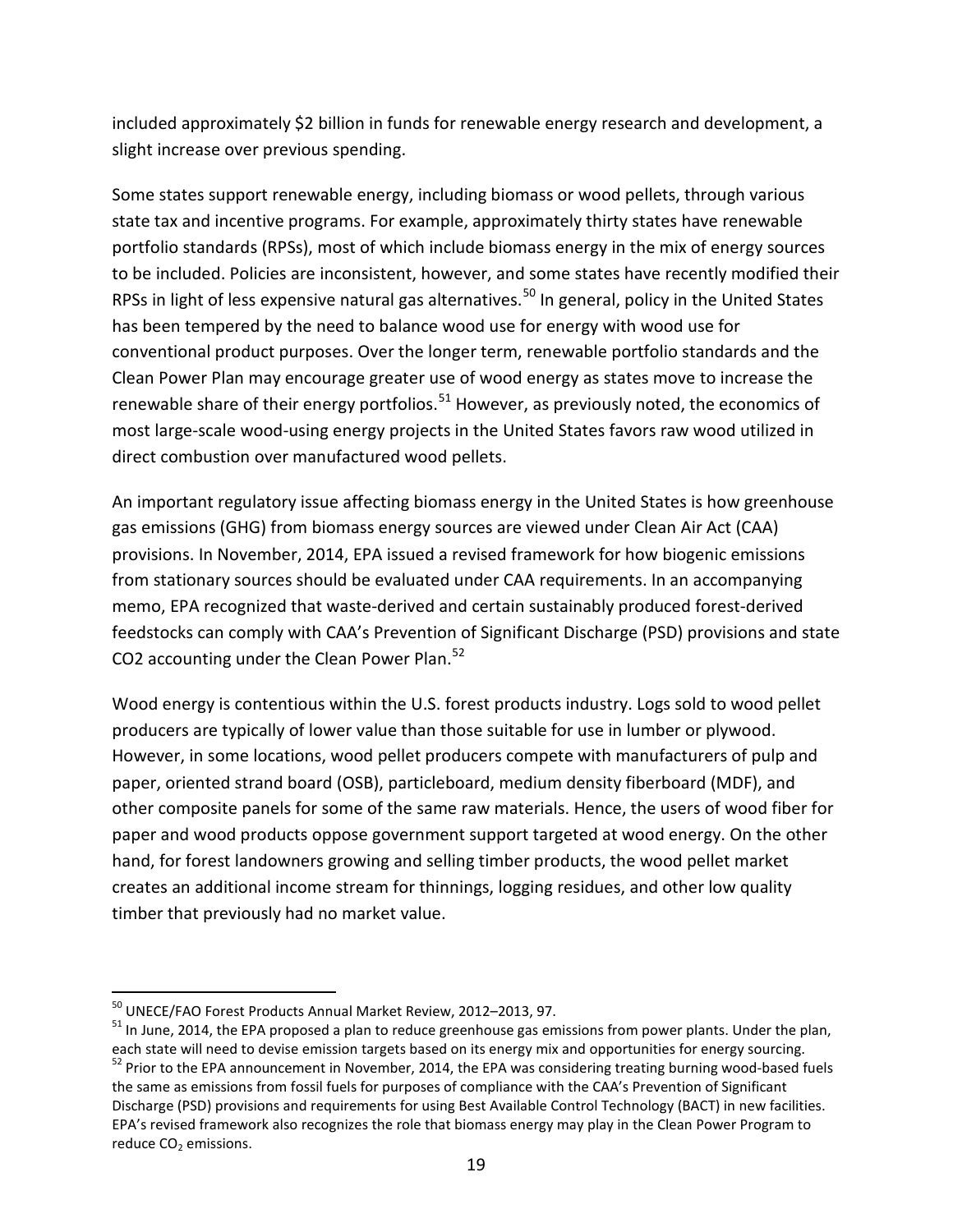included approximately $2 billion in funds for renewable energy research and development, a slight increase over previous spending.

Some states support renewable energy, including biomass or wood pellets, through various state tax and incentive programs. For example, approximately thirty states have renewable portfolio standards (RPSs), most of which include biomass energy in the mix of energy sources to be included. Policies are inconsistent, however, and some states have recently modified their RPSs in light of less expensive natural gas alternatives.[50] In general, policy in the United States has been tempered by the need to balance wood use for energy with wood use for conventional product purposes. Over the longer term, renewable portfolio standards and the Clean Power Plan may encourage greater use of wood energy as states move to increase the renewable share of their energy portfolios.[51] However, as previously noted, the economics of most large-scale wood-using energy projects in the United States favors raw wood utilized in direct combustion over manufactured wood pellets.

An important regulatory issue affecting biomass energy in the United States is how greenhouse gas emissions (GHG) from biomass energy sources are viewed under Clean Air Act (CAA) provisions. In November, 2014, EPA issued a revised framework for how biogenic emissions from stationary sources should be evaluated under CAA requirements. In an accompanying memo, EPA recognized that waste-derived and certain sustainably produced forest-derived feedstocks can comply with CAA's Prevention of Significant Discharge (PSD) provisions and state CO2 accounting under the Clean Power Plan.[52]

Wood energy is contentious within the U.S. forest products industry. Logs sold to wood pellet producers are typically of lower value than those suitable for use in lumber or plywood. However, in some locations, wood pellet producers compete with manufacturers of pulp and paper, oriented strand board (OSB), particleboard, medium density fiberboard (MDF), and other composite panels for some of the same raw materials. Hence, the users of wood fiber for paper and wood products oppose government support targeted at wood energy. On the other hand, for forest landowners growing and selling timber products, the wood pellet market creates an additional income stream for thinnings, logging residues, and other low quality timber that previously had no market value.

---

[50] UNECE/FAO Forest Products Annual Market Review, 2012–2013, 97.

[51] In June, 2014, the EPA proposed a plan to reduce greenhouse gas emissions from power plants. Under the plan, each state will need to devise emission targets based on its energy mix and opportunities for energy sourcing.

[52] Prior to the EPA announcement in November, 2014, the EPA was considering treating burning wood-based fuels the same as emissions from fossil fuels for purposes of compliance with the CAA's Prevention of Significant Discharge (PSD) provisions and requirements for using Best Available Control Technology (BACT) in new facilities. EPA's revised framework also recognizes the role that biomass energy may play in the Clean Power Program to reduce $CO_2$ emissions.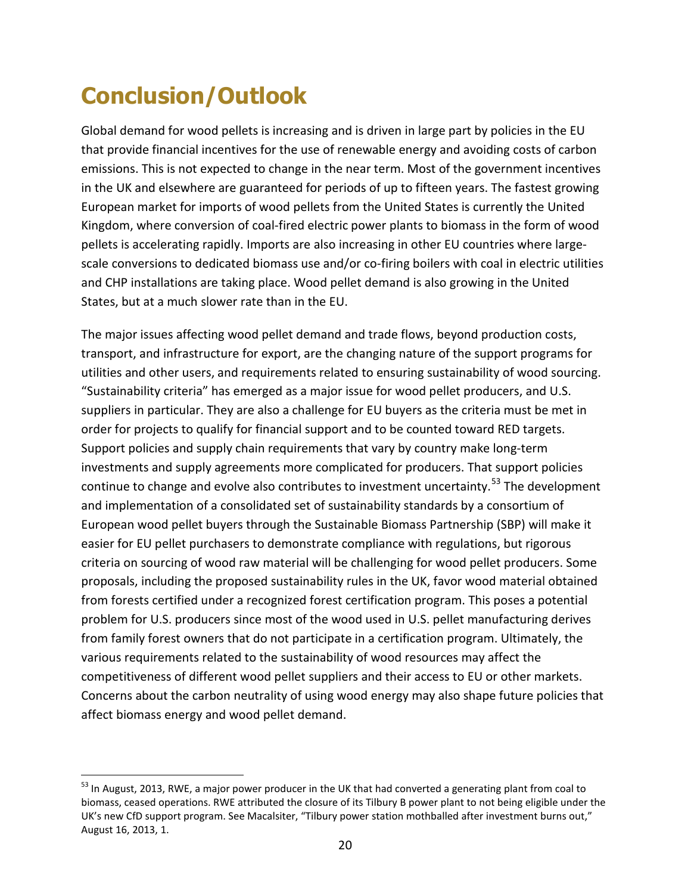# Conclusion/Outlook

Global demand for wood pellets is increasing and is driven in large part by policies in the EU that provide financial incentives for the use of renewable energy and avoiding costs of carbon emissions. This is not expected to change in the near term. Most of the government incentives in the UK and elsewhere are guaranteed for periods of up to fifteen years. The fastest growing European market for imports of wood pellets from the United States is currently the United Kingdom, where conversion of coal-fired electric power plants to biomass in the form of wood pellets is accelerating rapidly. Imports are also increasing in other EU countries where large-scale conversions to dedicated biomass use and/or co-firing boilers with coal in electric utilities and CHP installations are taking place. Wood pellet demand is also growing in the United States, but at a much slower rate than in the EU.

The major issues affecting wood pellet demand and trade flows, beyond production costs, transport, and infrastructure for export, are the changing nature of the support programs for utilities and other users, and requirements related to ensuring sustainability of wood sourcing. "Sustainability criteria" has emerged as a major issue for wood pellet producers, and U.S. suppliers in particular. They are also a challenge for EU buyers as the criteria must be met in order for projects to qualify for financial support and to be counted toward RED targets. Support policies and supply chain requirements that vary by country make long-term investments and supply agreements more complicated for producers. That support policies continue to change and evolve also contributes to investment uncertainty.[53] The development and implementation of a consolidated set of sustainability standards by a consortium of European wood pellet buyers through the Sustainable Biomass Partnership (SBP) will make it easier for EU pellet purchasers to demonstrate compliance with regulations, but rigorous criteria on sourcing of wood raw material will be challenging for wood pellet producers. Some proposals, including the proposed sustainability rules in the UK, favor wood material obtained from forests certified under a recognized forest certification program. This poses a potential problem for U.S. producers since most of the wood used in U.S. pellet manufacturing derives from family forest owners that do not participate in a certification program. Ultimately, the various requirements related to the sustainability of wood resources may affect the competitiveness of different wood pellet suppliers and their access to EU or other markets. Concerns about the carbon neutrality of using wood energy may also shape future policies that affect biomass energy and wood pellet demand.

[53] In August, 2013, RWE, a major power producer in the UK that had converted a generating plant from coal to biomass, ceased operations. RWE attributed the closure of its Tilbury B power plant to not being eligible under the UK's new CfD support program. See Macalsiter, "Tilbury power station mothballed after investment burns out," August 16, 2013, 1.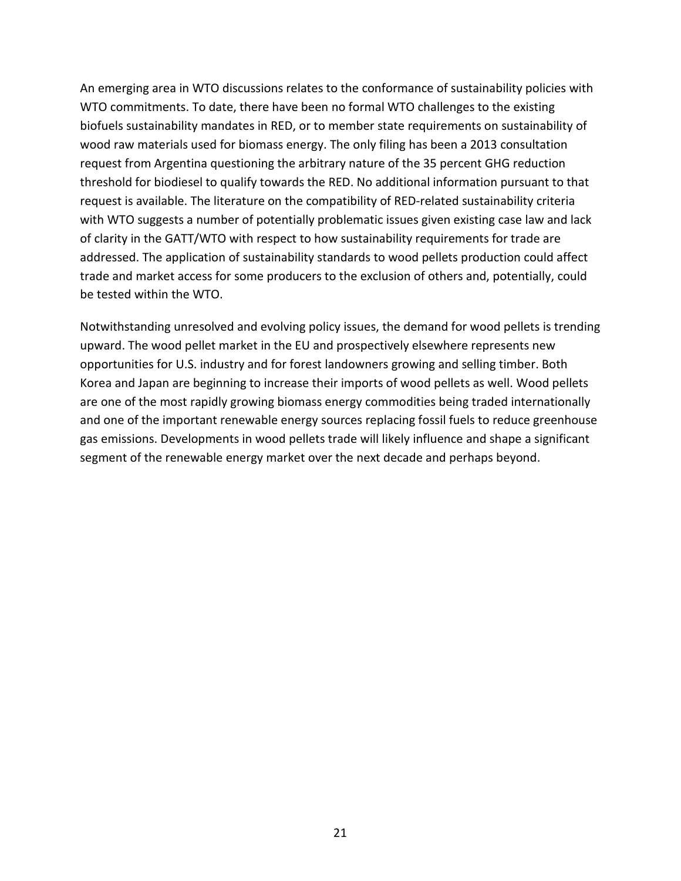An emerging area in WTO discussions relates to the conformance of sustainability policies with WTO commitments. To date, there have been no formal WTO challenges to the existing biofuels sustainability mandates in RED, or to member state requirements on sustainability of wood raw materials used for biomass energy. The only filing has been a 2013 consultation request from Argentina questioning the arbitrary nature of the 35 percent GHG reduction threshold for biodiesel to qualify towards the RED. No additional information pursuant to that request is available. The literature on the compatibility of RED-related sustainability criteria with WTO suggests a number of potentially problematic issues given existing case law and lack of clarity in the GATT/WTO with respect to how sustainability requirements for trade are addressed. The application of sustainability standards to wood pellets production could affect trade and market access for some producers to the exclusion of others and, potentially, could be tested within the WTO.

Notwithstanding unresolved and evolving policy issues, the demand for wood pellets is trending upward. The wood pellet market in the EU and prospectively elsewhere represents new opportunities for U.S. industry and for forest landowners growing and selling timber. Both Korea and Japan are beginning to increase their imports of wood pellets as well. Wood pellets are one of the most rapidly growing biomass energy commodities being traded internationally and one of the important renewable energy sources replacing fossil fuels to reduce greenhouse gas emissions. Developments in wood pellets trade will likely influence and shape a significant segment of the renewable energy market over the next decade and perhaps beyond.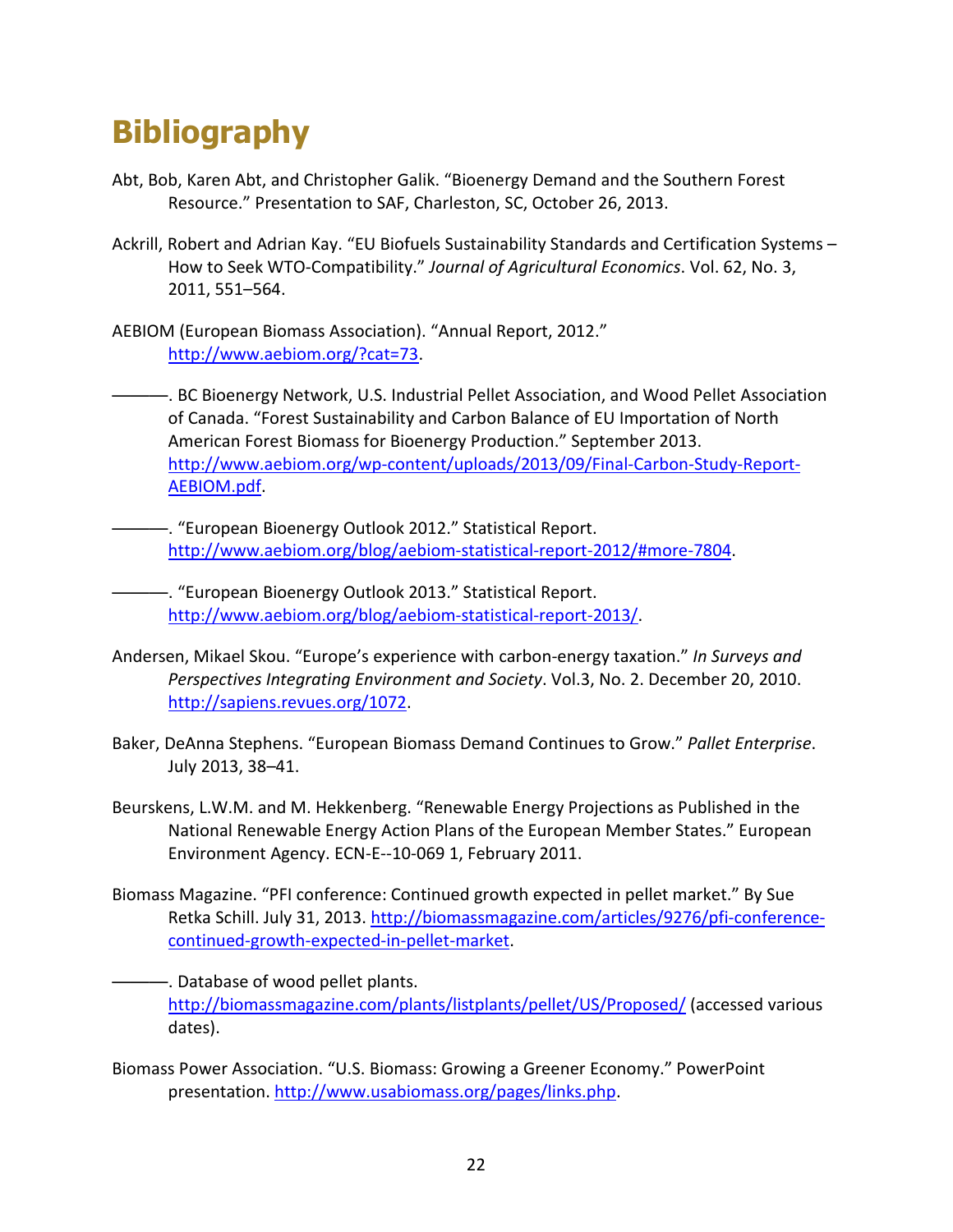# Bibliography

Abt, Bob, Karen Abt, and Christopher Galik. "Bioenergy Demand and the Southern Forest Resource." Presentation to SAF, Charleston, SC, October 26, 2013.

Ackrill, Robert and Adrian Kay. "EU Biofuels Sustainability Standards and Certification Systems – How to Seek WTO-Compatibility." *Journal of Agricultural Economics*. Vol. 62, No. 3, 2011, 551–564.

AEBIOM (European Biomass Association). "Annual Report, 2012." http://www.aebiom.org/?cat=73.

———. BC Bioenergy Network, U.S. Industrial Pellet Association, and Wood Pellet Association of Canada. "Forest Sustainability and Carbon Balance of EU Importation of North American Forest Biomass for Bioenergy Production." September 2013. http://www.aebiom.org/wp-content/uploads/2013/09/Final-Carbon-Study-Report-AEBIOM.pdf.

———. "European Bioenergy Outlook 2012." Statistical Report. http://www.aebiom.org/blog/aebiom-statistical-report-2012/#more-7804.

———. "European Bioenergy Outlook 2013." Statistical Report. http://www.aebiom.org/blog/aebiom-statistical-report-2013/.

Andersen, Mikael Skou. "Europe's experience with carbon-energy taxation." *In Surveys and Perspectives Integrating Environment and Society*. Vol.3, No. 2. December 20, 2010. http://sapiens.revues.org/1072.

Baker, DeAnna Stephens. "European Biomass Demand Continues to Grow." *Pallet Enterprise*. July 2013, 38–41.

Beurskens, L.W.M. and M. Hekkenberg. "Renewable Energy Projections as Published in the National Renewable Energy Action Plans of the European Member States." European Environment Agency. ECN-E--10-069 1, February 2011.

Biomass Magazine. "PFI conference: Continued growth expected in pellet market." By Sue Retka Schill. July 31, 2013. http://biomassmagazine.com/articles/9276/pfi-conference-continued-growth-expected-in-pellet-market.

———. Database of wood pellet plants. http://biomassmagazine.com/plants/listplants/pellet/US/Proposed/ (accessed various dates).

Biomass Power Association. "U.S. Biomass: Growing a Greener Economy." PowerPoint presentation. http://www.usabiomass.org/pages/links.php.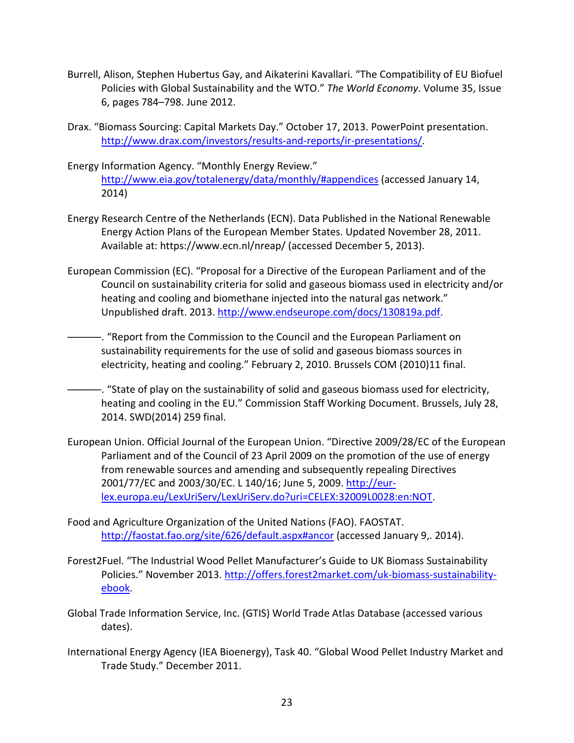Burrell, Alison, Stephen Hubertus Gay, and Aikaterini Kavallari. "The Compatibility of EU Biofuel Policies with Global Sustainability and the WTO." *The World Economy*. Volume 35, Issue 6, pages 784–798. June 2012.

Drax. "Biomass Sourcing: Capital Markets Day." October 17, 2013. PowerPoint presentation. http://www.drax.com/investors/results-and-reports/ir-presentations/.

Energy Information Agency. "Monthly Energy Review." http://www.eia.gov/totalenergy/data/monthly/#appendices (accessed January 14, 2014)

Energy Research Centre of the Netherlands (ECN). Data Published in the National Renewable Energy Action Plans of the European Member States. Updated November 28, 2011. Available at: https://www.ecn.nl/nreap/ (accessed December 5, 2013).

European Commission (EC). "Proposal for a Directive of the European Parliament and of the Council on sustainability criteria for solid and gaseous biomass used in electricity and/or heating and cooling and biomethane injected into the natural gas network." Unpublished draft. 2013. http://www.endseurope.com/docs/130819a.pdf.

———. "Report from the Commission to the Council and the European Parliament on sustainability requirements for the use of solid and gaseous biomass sources in electricity, heating and cooling." February 2, 2010. Brussels COM (2010)11 final.

———. "State of play on the sustainability of solid and gaseous biomass used for electricity, heating and cooling in the EU." Commission Staff Working Document. Brussels, July 28, 2014. SWD(2014) 259 final.

European Union. Official Journal of the European Union. "Directive 2009/28/EC of the European Parliament and of the Council of 23 April 2009 on the promotion of the use of energy from renewable sources and amending and subsequently repealing Directives 2001/77/EC and 2003/30/EC. L 140/16; June 5, 2009. http://eur-lex.europa.eu/LexUriServ/LexUriServ.do?uri=CELEX:32009L0028:en:NOT.

Food and Agriculture Organization of the United Nations (FAO). FAOSTAT. http://faostat.fao.org/site/626/default.aspx#ancor (accessed January 9,. 2014).

Forest2Fuel. "The Industrial Wood Pellet Manufacturer's Guide to UK Biomass Sustainability Policies." November 2013. http://offers.forest2market.com/uk-biomass-sustainability-ebook.

Global Trade Information Service, Inc. (GTIS) World Trade Atlas Database (accessed various dates).

International Energy Agency (IEA Bioenergy), Task 40. "Global Wood Pellet Industry Market and Trade Study." December 2011.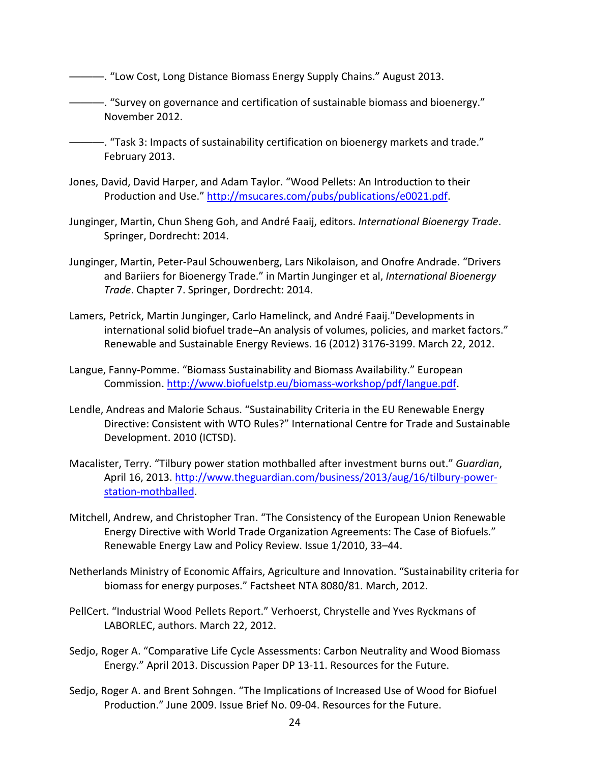———. “Low Cost, Long Distance Biomass Energy Supply Chains.” August 2013.

———. “Survey on governance and certification of sustainable biomass and bioenergy.” November 2012.

———. “Task 3: Impacts of sustainability certification on bioenergy markets and trade.” February 2013.

Jones, David, David Harper, and Adam Taylor. “Wood Pellets: An Introduction to their Production and Use.” http://msucares.com/pubs/publications/e0021.pdf.

Junginger, Martin, Chun Sheng Goh, and André Faaij, editors. *International Bioenergy Trade*. Springer, Dordrecht: 2014.

Junginger, Martin, Peter-Paul Schouwenberg, Lars Nikolaison, and Onofre Andrade. “Drivers and Bariiers for Bioenergy Trade.” in Martin Junginger et al, *International Bioenergy Trade*. Chapter 7. Springer, Dordrecht: 2014.

Lamers, Petrick, Martin Junginger, Carlo Hamelinck, and André Faaij.”Developments in international solid biofuel trade–An analysis of volumes, policies, and market factors.” Renewable and Sustainable Energy Reviews. 16 (2012) 3176-3199. March 22, 2012.

Langue, Fanny-Pomme. “Biomass Sustainability and Biomass Availability.” European Commission. http://www.biofuelstp.eu/biomass-workshop/pdf/langue.pdf.

Lendle, Andreas and Malorie Schaus. “Sustainability Criteria in the EU Renewable Energy Directive: Consistent with WTO Rules?” International Centre for Trade and Sustainable Development. 2010 (ICTSD).

Macalister, Terry. “Tilbury power station mothballed after investment burns out.” *Guardian*, April 16, 2013. http://www.theguardian.com/business/2013/aug/16/tilbury-power-station-mothballed.

Mitchell, Andrew, and Christopher Tran. “The Consistency of the European Union Renewable Energy Directive with World Trade Organization Agreements: The Case of Biofuels.” Renewable Energy Law and Policy Review. Issue 1/2010, 33–44.

Netherlands Ministry of Economic Affairs, Agriculture and Innovation. “Sustainability criteria for biomass for energy purposes.” Factsheet NTA 8080/81. March, 2012.

PellCert. “Industrial Wood Pellets Report.” Verhoerst, Chrystelle and Yves Ryckmans of LABORLEC, authors. March 22, 2012.

Sedjo, Roger A. “Comparative Life Cycle Assessments: Carbon Neutrality and Wood Biomass Energy.” April 2013. Discussion Paper DP 13-11. Resources for the Future.

Sedjo, Roger A. and Brent Sohngen. “The Implications of Increased Use of Wood for Biofuel Production.” June 2009. Issue Brief No. 09-04. Resources for the Future.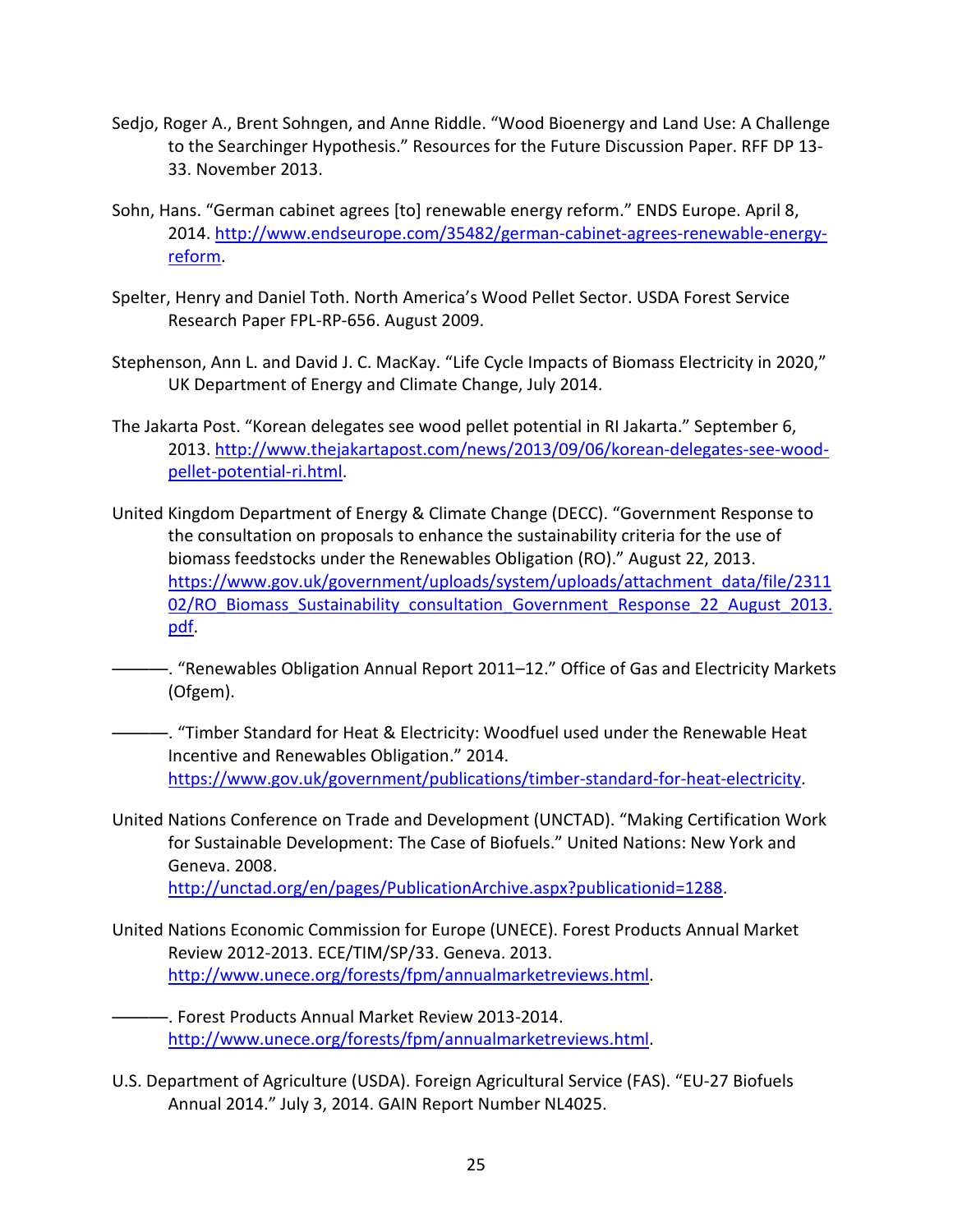Sedjo, Roger A., Brent Sohngen, and Anne Riddle. "Wood Bioenergy and Land Use: A Challenge to the Searchinger Hypothesis." Resources for the Future Discussion Paper. RFF DP 13-33. November 2013.

Sohn, Hans. "German cabinet agrees [to] renewable energy reform." ENDS Europe. April 8, 2014. http://www.endseurope.com/35482/german-cabinet-agrees-renewable-energy-reform.

Spelter, Henry and Daniel Toth. North America's Wood Pellet Sector. USDA Forest Service Research Paper FPL-RP-656. August 2009.

Stephenson, Ann L. and David J. C. MacKay. "Life Cycle Impacts of Biomass Electricity in 2020," UK Department of Energy and Climate Change, July 2014.

The Jakarta Post. "Korean delegates see wood pellet potential in RI Jakarta." September 6, 2013. http://www.thejakartapost.com/news/2013/09/06/korean-delegates-see-wood-pellet-potential-ri.html.

United Kingdom Department of Energy & Climate Change (DECC). "Government Response to the consultation on proposals to enhance the sustainability criteria for the use of biomass feedstocks under the Renewables Obligation (RO)." August 22, 2013. https://www.gov.uk/government/uploads/system/uploads/attachment_data/file/231102/RO_Biomass_Sustainability_consultation_Government_Response_22_August_2013.pdf.

———. "Renewables Obligation Annual Report 2011–12." Office of Gas and Electricity Markets (Ofgem).

———. "Timber Standard for Heat & Electricity: Woodfuel used under the Renewable Heat Incentive and Renewables Obligation." 2014. https://www.gov.uk/government/publications/timber-standard-for-heat-electricity.

United Nations Conference on Trade and Development (UNCTAD). "Making Certification Work for Sustainable Development: The Case of Biofuels." United Nations: New York and Geneva. 2008. http://unctad.org/en/pages/PublicationArchive.aspx?publicationid=1288.

United Nations Economic Commission for Europe (UNECE). Forest Products Annual Market Review 2012-2013. ECE/TIM/SP/33. Geneva. 2013. http://www.unece.org/forests/fpm/annualmarketreviews.html.

———. Forest Products Annual Market Review 2013-2014. http://www.unece.org/forests/fpm/annualmarketreviews.html.

U.S. Department of Agriculture (USDA). Foreign Agricultural Service (FAS). "EU-27 Biofuels Annual 2014." July 3, 2014. GAIN Report Number NL4025.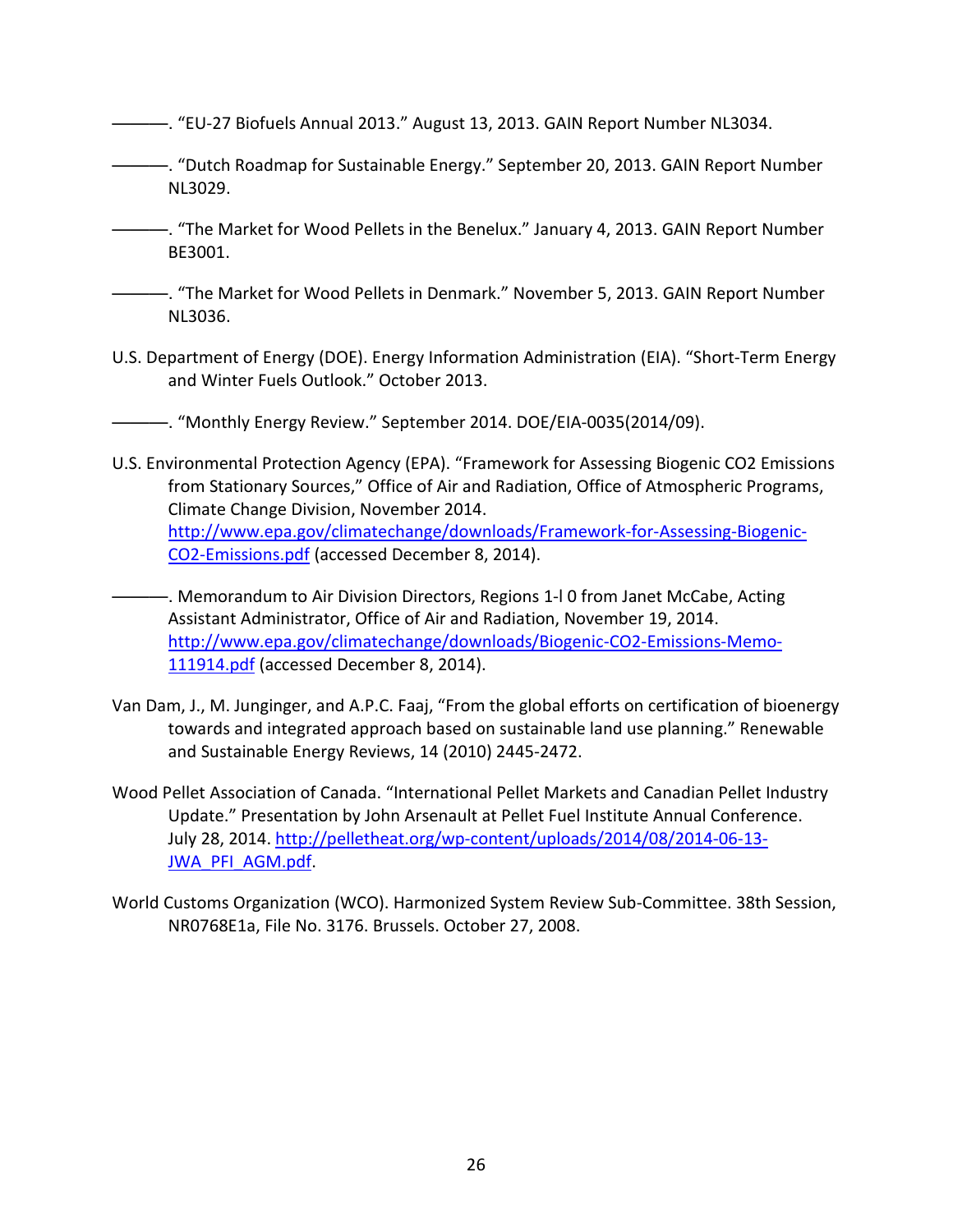———. "EU-27 Biofuels Annual 2013." August 13, 2013. GAIN Report Number NL3034.

———. "Dutch Roadmap for Sustainable Energy." September 20, 2013. GAIN Report Number NL3029.

———. "The Market for Wood Pellets in the Benelux." January 4, 2013. GAIN Report Number BE3001.

———. "The Market for Wood Pellets in Denmark." November 5, 2013. GAIN Report Number NL3036.

U.S. Department of Energy (DOE). Energy Information Administration (EIA). "Short-Term Energy and Winter Fuels Outlook." October 2013.

———. "Monthly Energy Review." September 2014. DOE/EIA-0035(2014/09).

U.S. Environmental Protection Agency (EPA). "Framework for Assessing Biogenic CO2 Emissions from Stationary Sources," Office of Air and Radiation, Office of Atmospheric Programs, Climate Change Division, November 2014. http://www.epa.gov/climatechange/downloads/Framework-for-Assessing-Biogenic-CO2-Emissions.pdf (accessed December 8, 2014).

———. Memorandum to Air Division Directors, Regions 1-l 0 from Janet McCabe, Acting Assistant Administrator, Office of Air and Radiation, November 19, 2014. http://www.epa.gov/climatechange/downloads/Biogenic-CO2-Emissions-Memo-111914.pdf (accessed December 8, 2014).

Van Dam, J., M. Junginger, and A.P.C. Faaj, "From the global efforts on certification of bioenergy towards and integrated approach based on sustainable land use planning." Renewable and Sustainable Energy Reviews, 14 (2010) 2445-2472.

Wood Pellet Association of Canada. "International Pellet Markets and Canadian Pellet Industry Update." Presentation by John Arsenault at Pellet Fuel Institute Annual Conference. July 28, 2014. http://pelletheat.org/wp-content/uploads/2014/08/2014-06-13-JWA_PFI_AGM.pdf.

World Customs Organization (WCO). Harmonized System Review Sub-Committee. 38th Session, NR0768E1a, File No. 3176. Brussels. October 27, 2008.